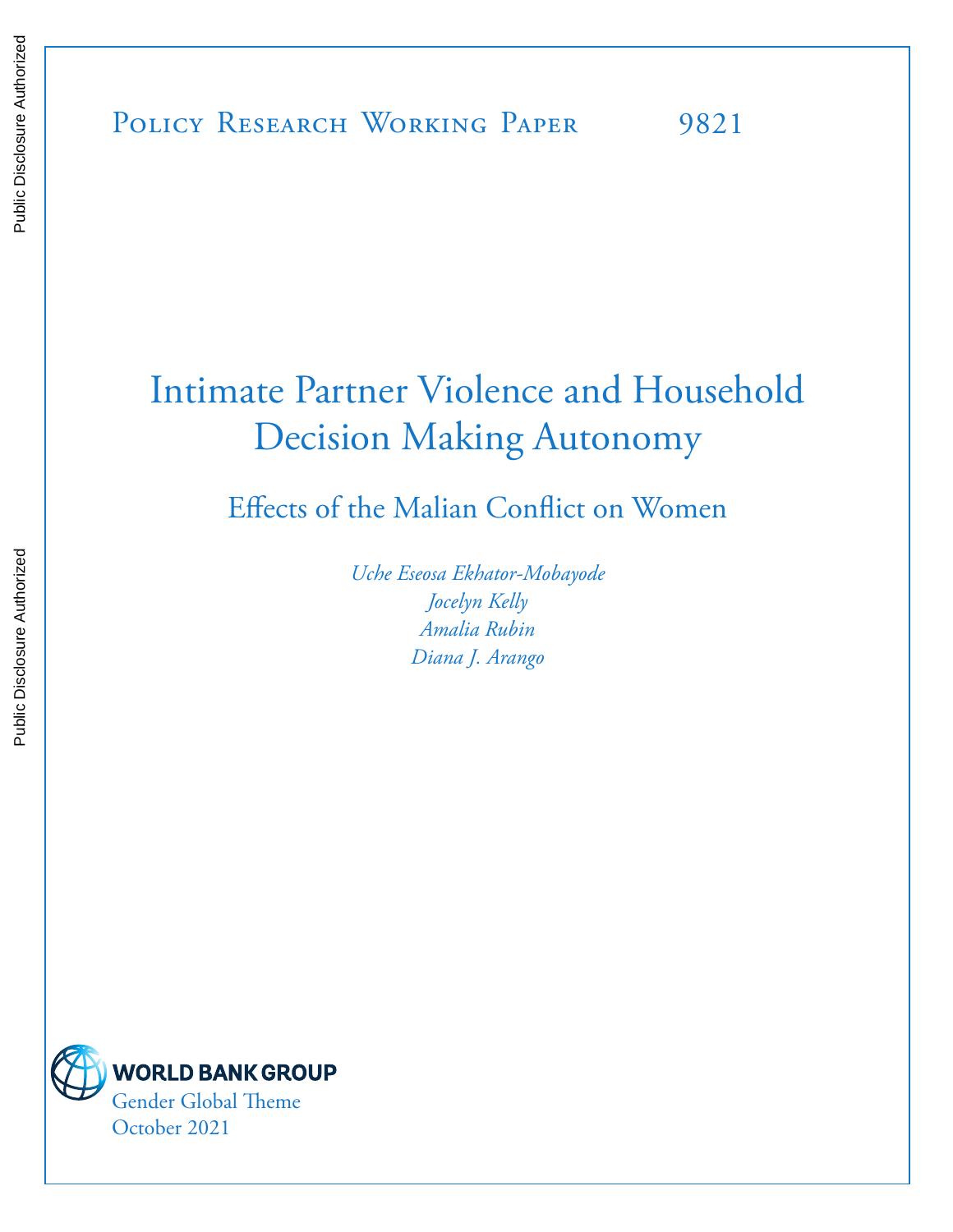Policy Research Working Paper 9821

# Intimate Partner Violence and Household Decision Making Autonomy

## Effects of the Malian Conflict on Women

*Uche Eseosa Ekhator-Mobayode*
*Jocelyn Kelly*
*Amalia Rubin*
*Diana J. Arango*

WORLD BANK GROUP
Gender Global Theme
October 2021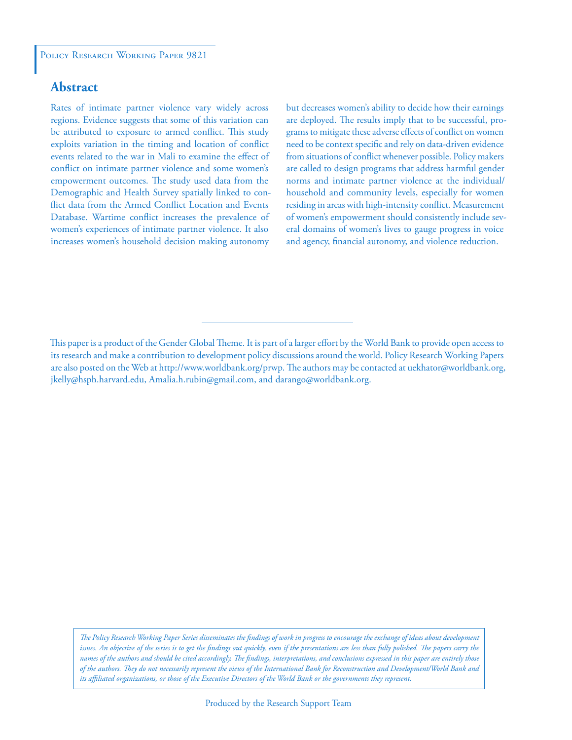Policy Research Working Paper 9821

## Abstract

Rates of intimate partner violence vary widely across regions. Evidence suggests that some of this variation can be attributed to exposure to armed conflict. This study exploits variation in the timing and location of conflict events related to the war in Mali to examine the effect of conflict on intimate partner violence and some women's empowerment outcomes. The study used data from the Demographic and Health Survey spatially linked to conflict data from the Armed Conflict Location and Events Database. Wartime conflict increases the prevalence of women's experiences of intimate partner violence. It also increases women's household decision making autonomy but decreases women's ability to decide how their earnings are deployed. The results imply that to be successful, programs to mitigate these adverse effects of conflict on women need to be context specific and rely on data-driven evidence from situations of conflict whenever possible. Policy makers are called to design programs that address harmful gender norms and intimate partner violence at the individual/household and community levels, especially for women residing in areas with high-intensity conflict. Measurement of women's empowerment should consistently include several domains of women's lives to gauge progress in voice and agency, financial autonomy, and violence reduction.

This paper is a product of the Gender Global Theme. It is part of a larger effort by the World Bank to provide open access to its research and make a contribution to development policy discussions around the world. Policy Research Working Papers are also posted on the Web at http://www.worldbank.org/prwp. The authors may be contacted at uekhator@worldbank.org, jkelly@hsph.harvard.edu, Amalia.h.rubin@gmail.com, and darango@worldbank.org.

*The Policy Research Working Paper Series disseminates the findings of work in progress to encourage the exchange of ideas about development issues. An objective of the series is to get the findings out quickly, even if the presentations are less than fully polished. The papers carry the names of the authors and should be cited accordingly. The findings, interpretations, and conclusions expressed in this paper are entirely those of the authors. They do not necessarily represent the views of the International Bank for Reconstruction and Development/World Bank and its affiliated organizations, or those of the Executive Directors of the World Bank or the governments they represent.*

Produced by the Research Support Team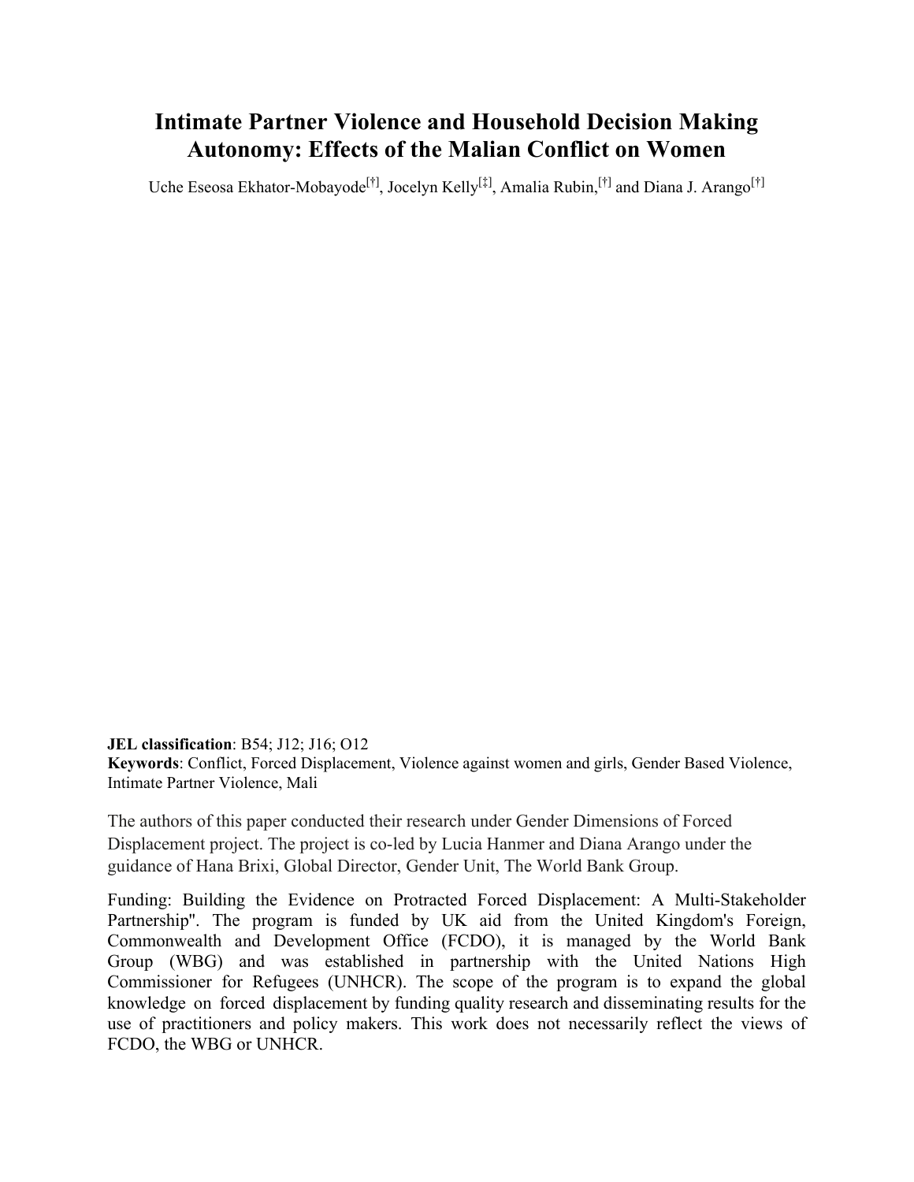# Intimate Partner Violence and Household Decision Making Autonomy: Effects of the Malian Conflict on Women

Uche Eseosa Ekhator-Mobayode[†], Jocelyn Kelly[‡], Amalia Rubin,[†] and Diana J. Arango[†]

**JEL classification**: B54; J12; J16; O12
**Keywords**: Conflict, Forced Displacement, Violence against women and girls, Gender Based Violence, Intimate Partner Violence, Mali

The authors of this paper conducted their research under Gender Dimensions of Forced Displacement project. The project is co-led by Lucia Hanmer and Diana Arango under the guidance of Hana Brixi, Global Director, Gender Unit, The World Bank Group.

Funding: Building the Evidence on Protracted Forced Displacement: A Multi-Stakeholder Partnership". The program is funded by UK aid from the United Kingdom's Foreign, Commonwealth and Development Office (FCDO), it is managed by the World Bank Group (WBG) and was established in partnership with the United Nations High Commissioner for Refugees (UNHCR). The scope of the program is to expand the global knowledge on forced displacement by funding quality research and disseminating results for the use of practitioners and policy makers. This work does not necessarily reflect the views of FCDO, the WBG or UNHCR.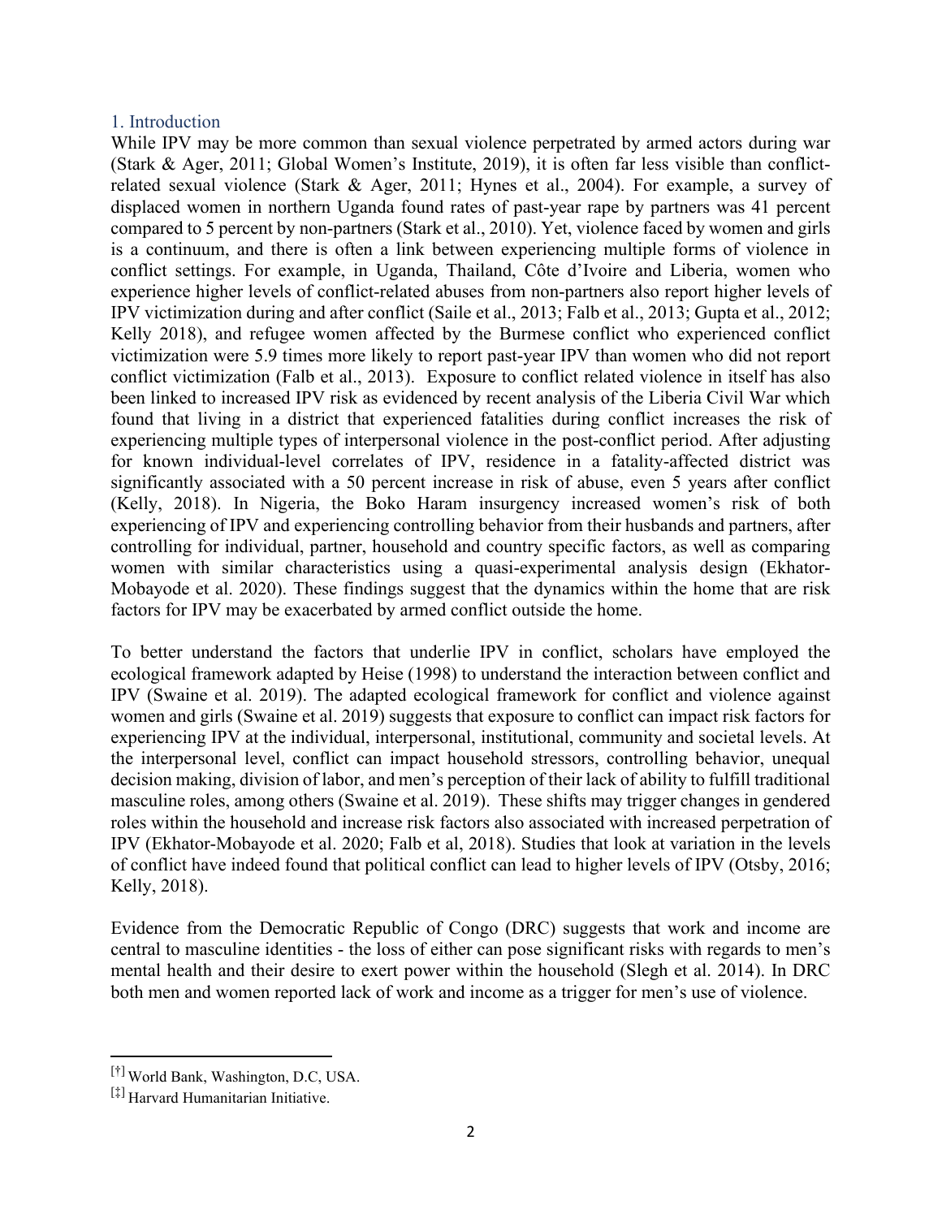## 1. Introduction

While IPV may be more common than sexual violence perpetrated by armed actors during war (Stark & Ager, 2011; Global Women's Institute, 2019), it is often far less visible than conflict-related sexual violence (Stark & Ager, 2011; Hynes et al., 2004). For example, a survey of displaced women in northern Uganda found rates of past-year rape by partners was 41 percent compared to 5 percent by non-partners (Stark et al., 2010). Yet, violence faced by women and girls is a continuum, and there is often a link between experiencing multiple forms of violence in conflict settings. For example, in Uganda, Thailand, Côte d'Ivoire and Liberia, women who experience higher levels of conflict-related abuses from non-partners also report higher levels of IPV victimization during and after conflict (Saile et al., 2013; Falb et al., 2013; Gupta et al., 2012; Kelly 2018), and refugee women affected by the Burmese conflict who experienced conflict victimization were 5.9 times more likely to report past-year IPV than women who did not report conflict victimization (Falb et al., 2013). Exposure to conflict related violence in itself has also been linked to increased IPV risk as evidenced by recent analysis of the Liberia Civil War which found that living in a district that experienced fatalities during conflict increases the risk of experiencing multiple types of interpersonal violence in the post-conflict period. After adjusting for known individual-level correlates of IPV, residence in a fatality-affected district was significantly associated with a 50 percent increase in risk of abuse, even 5 years after conflict (Kelly, 2018). In Nigeria, the Boko Haram insurgency increased women's risk of both experiencing of IPV and experiencing controlling behavior from their husbands and partners, after controlling for individual, partner, household and country specific factors, as well as comparing women with similar characteristics using a quasi-experimental analysis design (Ekhator-Mobayode et al. 2020). These findings suggest that the dynamics within the home that are risk factors for IPV may be exacerbated by armed conflict outside the home.

To better understand the factors that underlie IPV in conflict, scholars have employed the ecological framework adapted by Heise (1998) to understand the interaction between conflict and IPV (Swaine et al. 2019). The adapted ecological framework for conflict and violence against women and girls (Swaine et al. 2019) suggests that exposure to conflict can impact risk factors for experiencing IPV at the individual, interpersonal, institutional, community and societal levels. At the interpersonal level, conflict can impact household stressors, controlling behavior, unequal decision making, division of labor, and men's perception of their lack of ability to fulfill traditional masculine roles, among others (Swaine et al. 2019). These shifts may trigger changes in gendered roles within the household and increase risk factors also associated with increased perpetration of IPV (Ekhator-Mobayode et al. 2020; Falb et al, 2018). Studies that look at variation in the levels of conflict have indeed found that political conflict can lead to higher levels of IPV (Otsby, 2016; Kelly, 2018).

Evidence from the Democratic Republic of Congo (DRC) suggests that work and income are central to masculine identities - the loss of either can pose significant risks with regards to men's mental health and their desire to exert power within the household (Slegh et al. 2014). In DRC both men and women reported lack of work and income as a trigger for men's use of violence.

[†] World Bank, Washington, D.C, USA.

[‡] Harvard Humanitarian Initiative.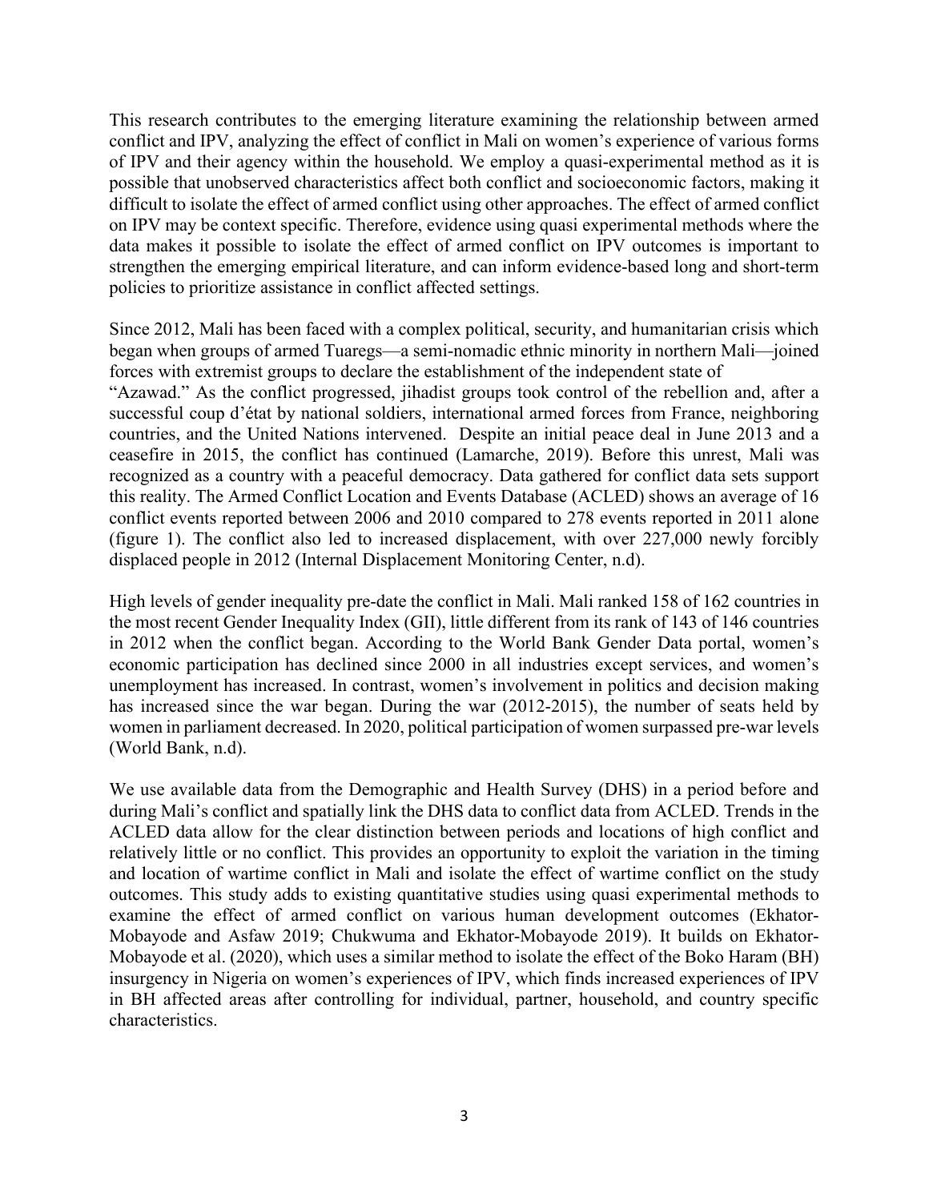This research contributes to the emerging literature examining the relationship between armed conflict and IPV, analyzing the effect of conflict in Mali on women's experience of various forms of IPV and their agency within the household. We employ a quasi-experimental method as it is possible that unobserved characteristics affect both conflict and socioeconomic factors, making it difficult to isolate the effect of armed conflict using other approaches. The effect of armed conflict on IPV may be context specific. Therefore, evidence using quasi experimental methods where the data makes it possible to isolate the effect of armed conflict on IPV outcomes is important to strengthen the emerging empirical literature, and can inform evidence-based long and short-term policies to prioritize assistance in conflict affected settings.

Since 2012, Mali has been faced with a complex political, security, and humanitarian crisis which began when groups of armed Tuaregs—a semi-nomadic ethnic minority in northern Mali—joined forces with extremist groups to declare the establishment of the independent state of "Azawad." As the conflict progressed, jihadist groups took control of the rebellion and, after a successful coup d'état by national soldiers, international armed forces from France, neighboring countries, and the United Nations intervened. Despite an initial peace deal in June 2013 and a ceasefire in 2015, the conflict has continued (Lamarche, 2019). Before this unrest, Mali was recognized as a country with a peaceful democracy. Data gathered for conflict data sets support this reality. The Armed Conflict Location and Events Database (ACLED) shows an average of 16 conflict events reported between 2006 and 2010 compared to 278 events reported in 2011 alone (figure 1). The conflict also led to increased displacement, with over 227,000 newly forcibly displaced people in 2012 (Internal Displacement Monitoring Center, n.d).

High levels of gender inequality pre-date the conflict in Mali. Mali ranked 158 of 162 countries in the most recent Gender Inequality Index (GII), little different from its rank of 143 of 146 countries in 2012 when the conflict began. According to the World Bank Gender Data portal, women's economic participation has declined since 2000 in all industries except services, and women's unemployment has increased. In contrast, women's involvement in politics and decision making has increased since the war began. During the war (2012-2015), the number of seats held by women in parliament decreased. In 2020, political participation of women surpassed pre-war levels (World Bank, n.d).

We use available data from the Demographic and Health Survey (DHS) in a period before and during Mali's conflict and spatially link the DHS data to conflict data from ACLED. Trends in the ACLED data allow for the clear distinction between periods and locations of high conflict and relatively little or no conflict. This provides an opportunity to exploit the variation in the timing and location of wartime conflict in Mali and isolate the effect of wartime conflict on the study outcomes. This study adds to existing quantitative studies using quasi experimental methods to examine the effect of armed conflict on various human development outcomes (Ekhator-Mobayode and Asfaw 2019; Chukwuma and Ekhator-Mobayode 2019). It builds on Ekhator-Mobayode et al. (2020), which uses a similar method to isolate the effect of the Boko Haram (BH) insurgency in Nigeria on women's experiences of IPV, which finds increased experiences of IPV in BH affected areas after controlling for individual, partner, household, and country specific characteristics.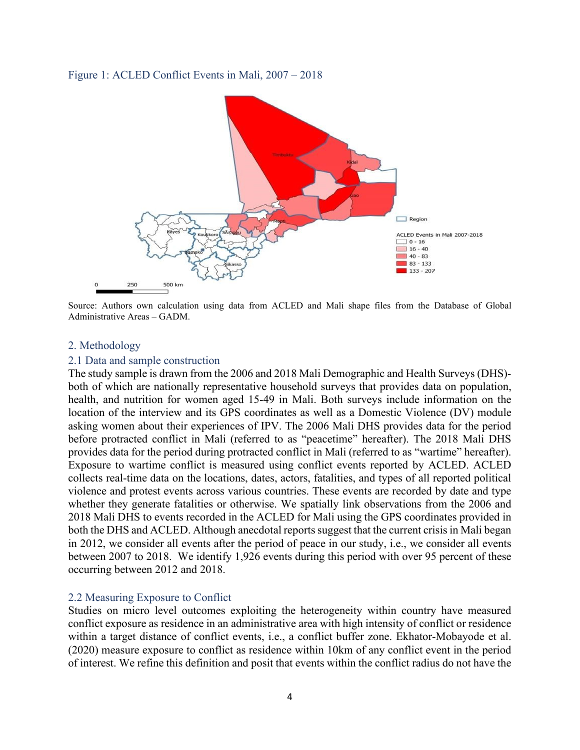Figure 1: ACLED Conflict Events in Mali, 2007 – 2018

Source: Authors own calculation using data from ACLED and Mali shape files from the Database of Global Administrative Areas – GADM.

## 2. Methodology

### 2.1 Data and sample construction

The study sample is drawn from the 2006 and 2018 Mali Demographic and Health Surveys (DHS)- both of which are nationally representative household surveys that provides data on population, health, and nutrition for women aged 15-49 in Mali. Both surveys include information on the location of the interview and its GPS coordinates as well as a Domestic Violence (DV) module asking women about their experiences of IPV. The 2006 Mali DHS provides data for the period before protracted conflict in Mali (referred to as "peacetime" hereafter). The 2018 Mali DHS provides data for the period during protracted conflict in Mali (referred to as "wartime" hereafter). Exposure to wartime conflict is measured using conflict events reported by ACLED. ACLED collects real-time data on the locations, dates, actors, fatalities, and types of all reported political violence and protest events across various countries. These events are recorded by date and type whether they generate fatalities or otherwise. We spatially link observations from the 2006 and 2018 Mali DHS to events recorded in the ACLED for Mali using the GPS coordinates provided in both the DHS and ACLED. Although anecdotal reports suggest that the current crisis in Mali began in 2012, we consider all events after the period of peace in our study, i.e., we consider all events between 2007 to 2018. We identify 1,926 events during this period with over 95 percent of these occurring between 2012 and 2018.

### 2.2 Measuring Exposure to Conflict

Studies on micro level outcomes exploiting the heterogeneity within country have measured conflict exposure as residence in an administrative area with high intensity of conflict or residence within a target distance of conflict events, i.e., a conflict buffer zone. Ekhator-Mobayode et al. (2020) measure exposure to conflict as residence within 10km of any conflict event in the period of interest. We refine this definition and posit that events within the conflict radius do not have the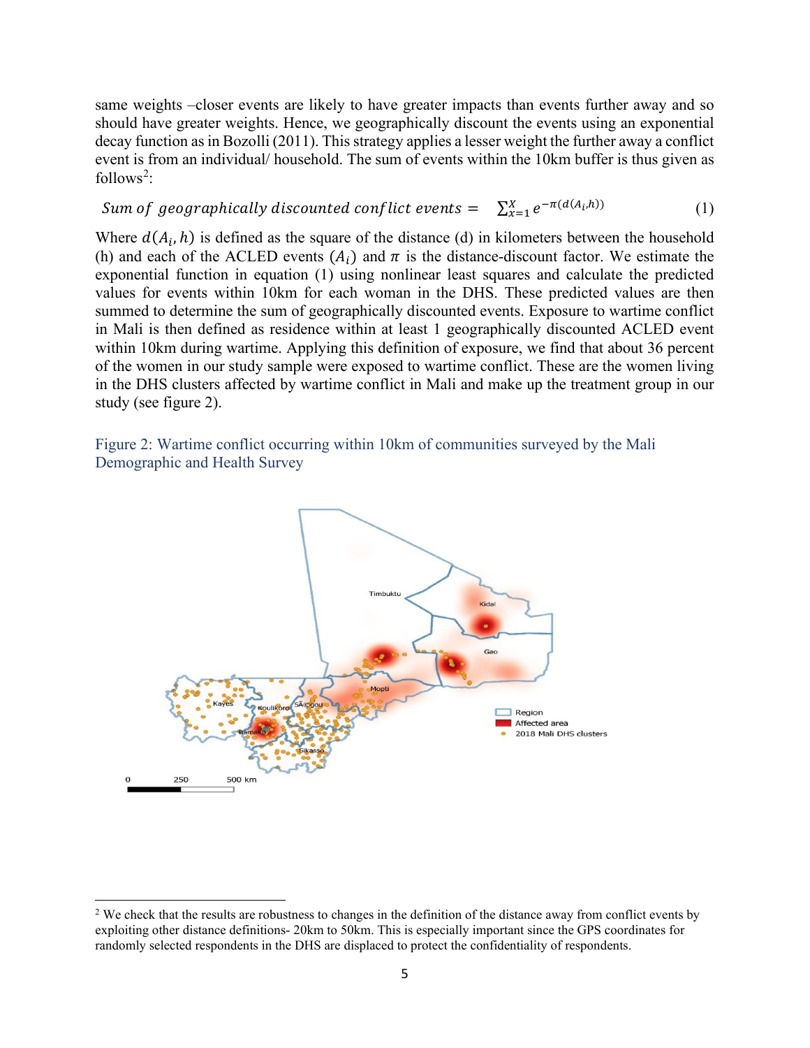same weights –closer events are likely to have greater impacts than events further away and so should have greater weights. Hence, we geographically discount the events using an exponential decay function as in Bozolli (2011). This strategy applies a lesser weight the further away a conflict event is from an individual/ household. The sum of events within the 10km buffer is thus given as follows[2]:

$$Sum\ of\ geographically\ discounted\ conflict\ events = \sum_{x=1}^{X} e^{-\pi(d(A_i,h))} \quad (1)$$

Where $d(A_i, h)$ is defined as the square of the distance (d) in kilometers between the household (h) and each of the ACLED events ($A_i$) and $\pi$ is the distance-discount factor. We estimate the exponential function in equation (1) using nonlinear least squares and calculate the predicted values for events within 10km for each woman in the DHS. These predicted values are then summed to determine the sum of geographically discounted events. Exposure to wartime conflict in Mali is then defined as residence within at least 1 geographically discounted ACLED event within 10km during wartime. Applying this definition of exposure, we find that about 36 percent of the women in our study sample were exposed to wartime conflict. These are the women living in the DHS clusters affected by wartime conflict in Mali and make up the treatment group in our study (see figure 2).

Figure 2: Wartime conflict occurring within 10km of communities surveyed by the Mali Demographic and Health Survey

---

[2] We check that the results are robustness to changes in the definition of the distance away from conflict events by exploiting other distance definitions- 20km to 50km. This is especially important since the GPS coordinates for randomly selected respondents in the DHS are displaced to protect the confidentiality of respondents.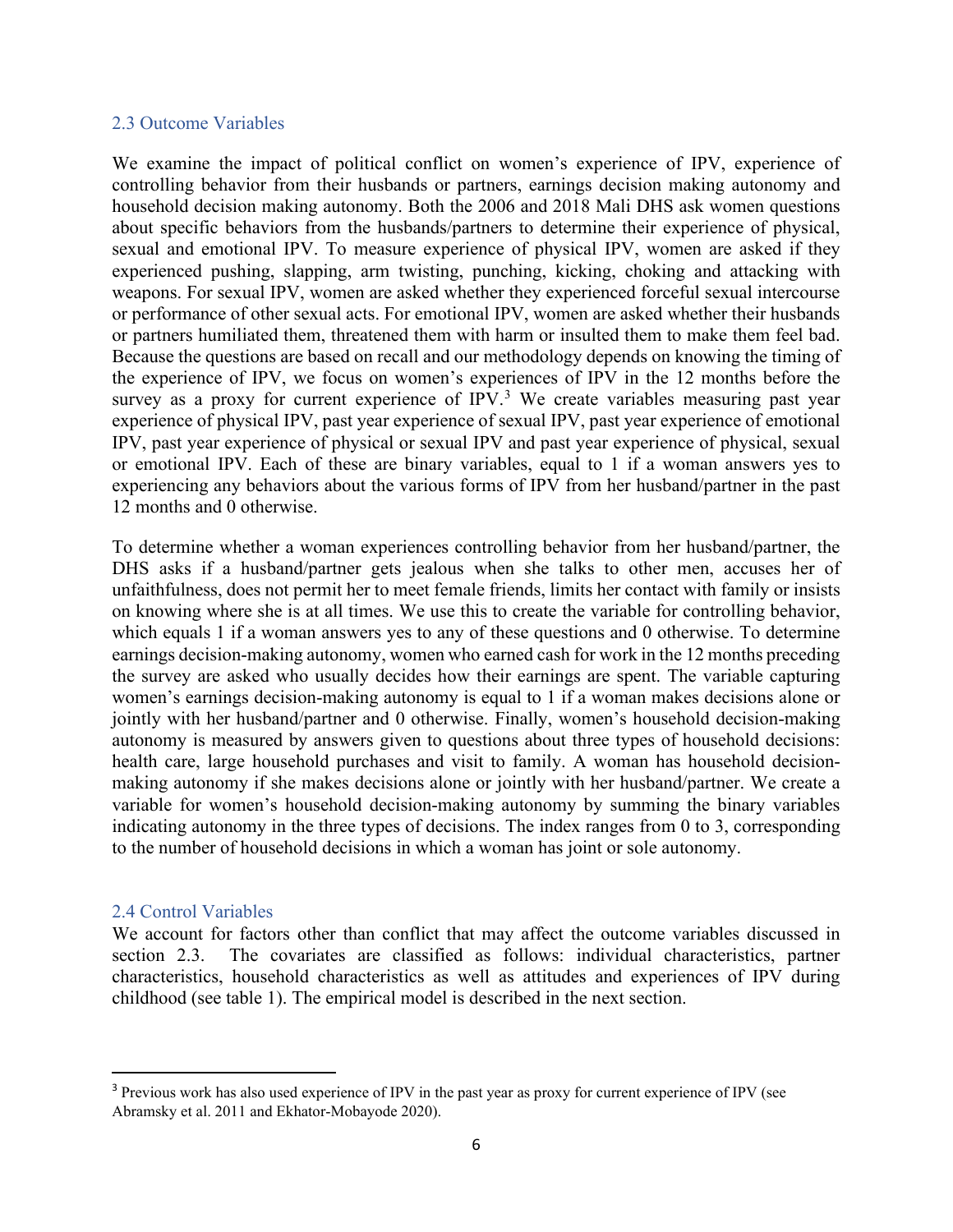### 2.3 Outcome Variables

We examine the impact of political conflict on women's experience of IPV, experience of controlling behavior from their husbands or partners, earnings decision making autonomy and household decision making autonomy. Both the 2006 and 2018 Mali DHS ask women questions about specific behaviors from the husbands/partners to determine their experience of physical, sexual and emotional IPV. To measure experience of physical IPV, women are asked if they experienced pushing, slapping, arm twisting, punching, kicking, choking and attacking with weapons. For sexual IPV, women are asked whether they experienced forceful sexual intercourse or performance of other sexual acts. For emotional IPV, women are asked whether their husbands or partners humiliated them, threatened them with harm or insulted them to make them feel bad. Because the questions are based on recall and our methodology depends on knowing the timing of the experience of IPV, we focus on women's experiences of IPV in the 12 months before the survey as a proxy for current experience of IPV.[3] We create variables measuring past year experience of physical IPV, past year experience of sexual IPV, past year experience of emotional IPV, past year experience of physical or sexual IPV and past year experience of physical, sexual or emotional IPV. Each of these are binary variables, equal to 1 if a woman answers yes to experiencing any behaviors about the various forms of IPV from her husband/partner in the past 12 months and 0 otherwise.

To determine whether a woman experiences controlling behavior from her husband/partner, the DHS asks if a husband/partner gets jealous when she talks to other men, accuses her of unfaithfulness, does not permit her to meet female friends, limits her contact with family or insists on knowing where she is at all times. We use this to create the variable for controlling behavior, which equals 1 if a woman answers yes to any of these questions and 0 otherwise. To determine earnings decision-making autonomy, women who earned cash for work in the 12 months preceding the survey are asked who usually decides how their earnings are spent. The variable capturing women's earnings decision-making autonomy is equal to 1 if a woman makes decisions alone or jointly with her husband/partner and 0 otherwise. Finally, women's household decision-making autonomy is measured by answers given to questions about three types of household decisions: health care, large household purchases and visit to family. A woman has household decision-making autonomy if she makes decisions alone or jointly with her husband/partner. We create a variable for women's household decision-making autonomy by summing the binary variables indicating autonomy in the three types of decisions. The index ranges from 0 to 3, corresponding to the number of household decisions in which a woman has joint or sole autonomy.

### 2.4 Control Variables

We account for factors other than conflict that may affect the outcome variables discussed in section 2.3. The covariates are classified as follows: individual characteristics, partner characteristics, household characteristics as well as attitudes and experiences of IPV during childhood (see table 1). The empirical model is described in the next section.

---

[3] Previous work has also used experience of IPV in the past year as proxy for current experience of IPV (see Abramsky et al. 2011 and Ekhator-Mobayode 2020).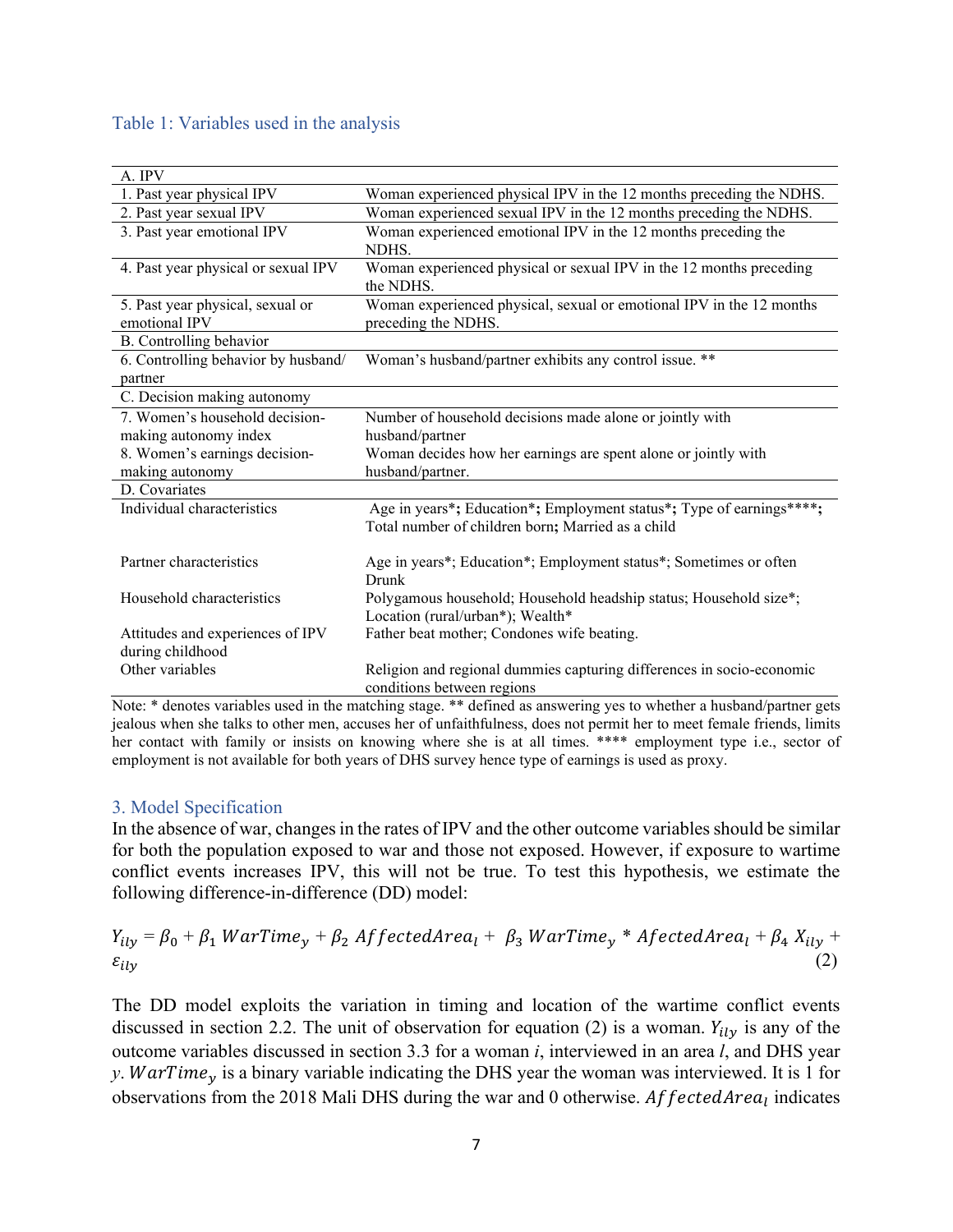Table 1: Variables used in the analysis

| A. IPV | |
|---|---|
| 1. Past year physical IPV | Woman experienced physical IPV in the 12 months preceding the NDHS. |
| 2. Past year sexual IPV | Woman experienced sexual IPV in the 12 months preceding the NDHS. |
| 3. Past year emotional IPV | Woman experienced emotional IPV in the 12 months preceding the NDHS. |
| 4. Past year physical or sexual IPV | Woman experienced physical or sexual IPV in the 12 months preceding the NDHS. |
| 5. Past year physical, sexual or emotional IPV | Woman experienced physical, sexual or emotional IPV in the 12 months preceding the NDHS. |
| B. Controlling behavior | |
| 6. Controlling behavior by husband/ partner | Woman's husband/partner exhibits any control issue. ** |
| C. Decision making autonomy | |
| 7. Women's household decision-making autonomy index | Number of household decisions made alone or jointly with husband/partner |
| 8. Women's earnings decision-making autonomy | Woman decides how her earnings are spent alone or jointly with husband/partner. |
| D. Covariates | |
| Individual characteristics | Age in years*; Education*; Employment status*; Type of earnings****; Total number of children born; Married as a child |
| Partner characteristics | Age in years*; Education*; Employment status*; Sometimes or often Drunk |
| Household characteristics | Polygamous household; Household headship status; Household size*; Location (rural/urban*); Wealth* |
| Attitudes and experiences of IPV during childhood | Father beat mother; Condones wife beating. |
| Other variables | Religion and regional dummies capturing differences in socio-economic conditions between regions |

Note: * denotes variables used in the matching stage. ** defined as answering yes to whether a husband/partner gets jealous when she talks to other men, accuses her of unfaithfulness, does not permit her to meet female friends, limits her contact with family or insists on knowing where she is at all times. **** employment type i.e., sector of employment is not available for both years of DHS survey hence type of earnings is used as proxy.

## 3. Model Specification

In the absence of war, changes in the rates of IPV and the other outcome variables should be similar for both the population exposed to war and those not exposed. However, if exposure to wartime conflict events increases IPV, this will not be true. To test this hypothesis, we estimate the following difference-in-difference (DD) model:

$$Y_{ily} = \beta_0 + \beta_1\, WarTime_y + \beta_2\, AfectedArea_l + \beta_3\, WarTime_y * AfectedArea_l + \beta_4\, X_{ily} + \varepsilon_{ily} \quad (2)$$

The DD model exploits the variation in timing and location of the wartime conflict events discussed in section 2.2. The unit of observation for equation (2) is a woman. $Y_{ily}$ is any of the outcome variables discussed in section 3.3 for a woman $i$, interviewed in an area $l$, and DHS year $y$. $WarTime_y$ is a binary variable indicating the DHS year the woman was interviewed. It is 1 for observations from the 2018 Mali DHS during the war and 0 otherwise. $AffectedArea_l$ indicates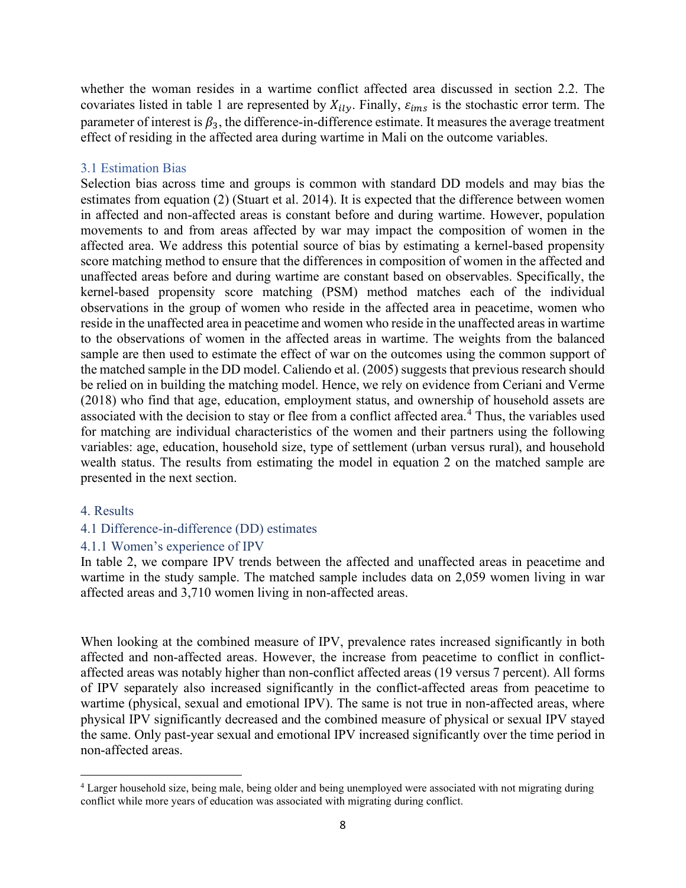whether the woman resides in a wartime conflict affected area discussed in section 2.2. The covariates listed in table 1 are represented by $X_{ily}$. Finally, $\varepsilon_{ims}$ is the stochastic error term. The parameter of interest is $\beta_3$, the difference-in-difference estimate. It measures the average treatment effect of residing in the affected area during wartime in Mali on the outcome variables.

### 3.1 Estimation Bias

Selection bias across time and groups is common with standard DD models and may bias the estimates from equation (2) (Stuart et al. 2014). It is expected that the difference between women in affected and non-affected areas is constant before and during wartime. However, population movements to and from areas affected by war may impact the composition of women in the affected area. We address this potential source of bias by estimating a kernel-based propensity score matching method to ensure that the differences in composition of women in the affected and unaffected areas before and during wartime are constant based on observables. Specifically, the kernel-based propensity score matching (PSM) method matches each of the individual observations in the group of women who reside in the affected area in peacetime, women who reside in the unaffected area in peacetime and women who reside in the unaffected areas in wartime to the observations of women in the affected areas in wartime. The weights from the balanced sample are then used to estimate the effect of war on the outcomes using the common support of the matched sample in the DD model. Caliendo et al. (2005) suggests that previous research should be relied on in building the matching model. Hence, we rely on evidence from Ceriani and Verme (2018) who find that age, education, employment status, and ownership of household assets are associated with the decision to stay or flee from a conflict affected area.[4] Thus, the variables used for matching are individual characteristics of the women and their partners using the following variables: age, education, household size, type of settlement (urban versus rural), and household wealth status. The results from estimating the model in equation 2 on the matched sample are presented in the next section.

## 4. Results

### 4.1 Difference-in-difference (DD) estimates

#### 4.1.1 Women's experience of IPV

In table 2, we compare IPV trends between the affected and unaffected areas in peacetime and wartime in the study sample. The matched sample includes data on 2,059 women living in war affected areas and 3,710 women living in non-affected areas.

When looking at the combined measure of IPV, prevalence rates increased significantly in both affected and non-affected areas. However, the increase from peacetime to conflict in conflict-affected areas was notably higher than non-conflict affected areas (19 versus 7 percent). All forms of IPV separately also increased significantly in the conflict-affected areas from peacetime to wartime (physical, sexual and emotional IPV). The same is not true in non-affected areas, where physical IPV significantly decreased and the combined measure of physical or sexual IPV stayed the same. Only past-year sexual and emotional IPV increased significantly over the time period in non-affected areas.

---

[4] Larger household size, being male, being older and being unemployed were associated with not migrating during conflict while more years of education was associated with migrating during conflict.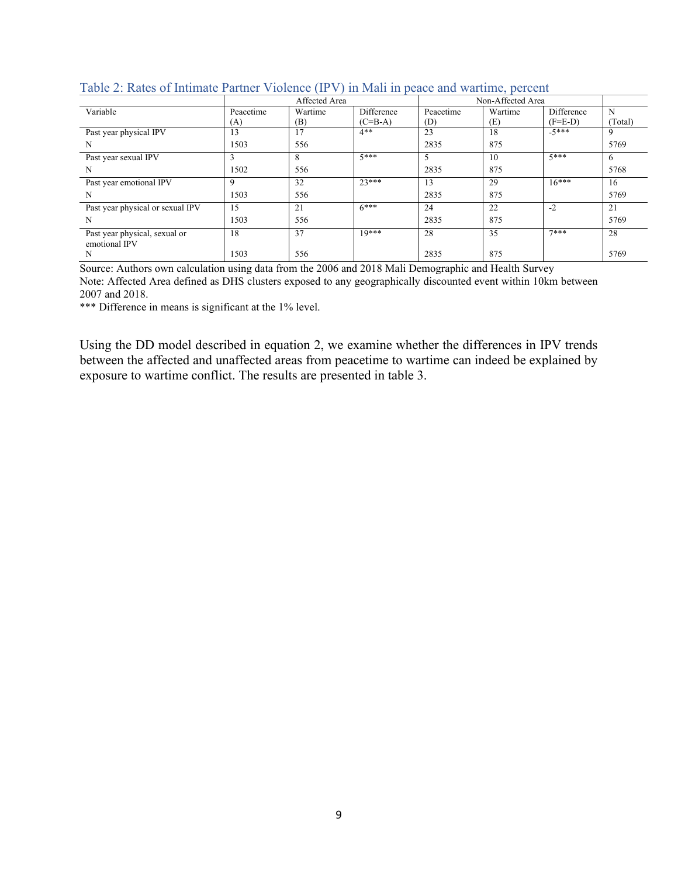Table 2: Rates of Intimate Partner Violence (IPV) in Mali in peace and wartime, percent

| Variable | Affected Area | | | Non-Affected Area | | | |
|---|---|---|---|---|---|---|---|
| | Peacetime (A) | Wartime (B) | Difference (C=B-A) | Peacetime (D) | Wartime (E) | Difference (F=E-D) | N (Total) |
| Past year physical IPV | 13 | 17 | 4** | 23 | 18 | -5*** | 9 |
| N | 1503 | 556 | | 2835 | 875 | | 5769 |
| Past year sexual IPV | 3 | 8 | 5*** | 5 | 10 | 5*** | 6 |
| N | 1502 | 556 | | 2835 | 875 | | 5768 |
| Past year emotional IPV | 9 | 32 | 23*** | 13 | 29 | 16*** | 16 |
| N | 1503 | 556 | | 2835 | 875 | | 5769 |
| Past year physical or sexual IPV | 15 | 21 | 6*** | 24 | 22 | -2 | 21 |
| N | 1503 | 556 | | 2835 | 875 | | 5769 |
| Past year physical, sexual or emotional IPV | 18 | 37 | 19*** | 28 | 35 | 7*** | 28 |
| N | 1503 | 556 | | 2835 | 875 | | 5769 |

Source: Authors own calculation using data from the 2006 and 2018 Mali Demographic and Health Survey
Note: Affected Area defined as DHS clusters exposed to any geographically discounted event within 10km between 2007 and 2018.
*** Difference in means is significant at the 1% level.

Using the DD model described in equation 2, we examine whether the differences in IPV trends between the affected and unaffected areas from peacetime to wartime can indeed be explained by exposure to wartime conflict. The results are presented in table 3.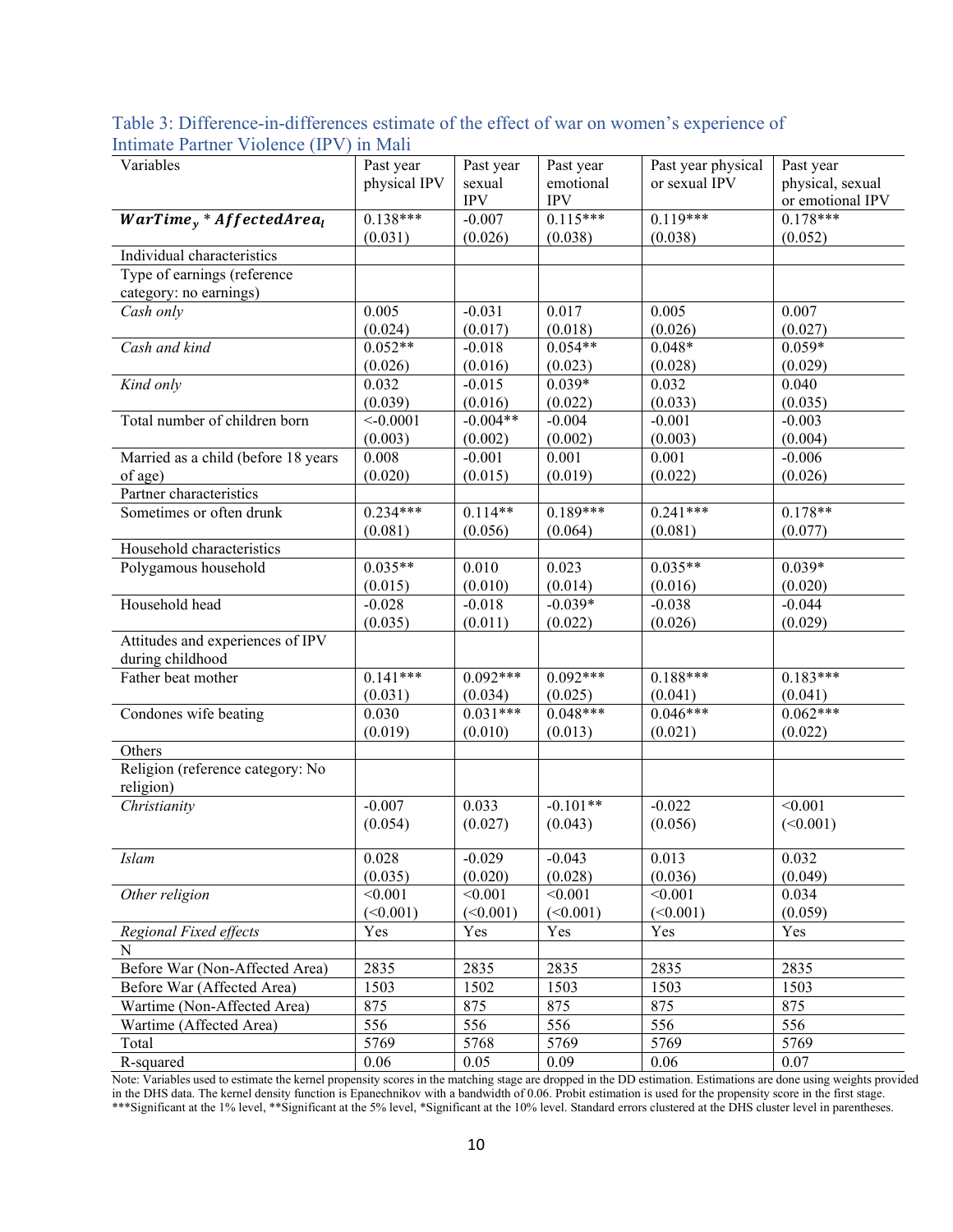Table 3: Difference-in-differences estimate of the effect of war on women's experience of Intimate Partner Violence (IPV) in Mali

| Variables | Past year physical IPV | Past year sexual IPV | Past year emotional IPV | Past year physical or sexual IPV | Past year physical, sexual or emotional IPV |
|---|---|---|---|---|---|
| $\boldsymbol{WarTime_y * AffectedArea_l}$ | 0.138*** | -0.007 | 0.115*** | 0.119*** | 0.178*** |
| | (0.031) | (0.026) | (0.038) | (0.038) | (0.052) |
| Individual characteristics | | | | | |
| Type of earnings (reference category: no earnings) | | | | | |
| *Cash only* | 0.005 | -0.031 | 0.017 | 0.005 | 0.007 |
| | (0.024) | (0.017) | (0.018) | (0.026) | (0.027) |
| *Cash and kind* | 0.052** | -0.018 | 0.054** | 0.048* | 0.059* |
| | (0.026) | (0.016) | (0.023) | (0.028) | (0.029) |
| *Kind only* | 0.032 | -0.015 | 0.039* | 0.032 | 0.040 |
| | (0.039) | (0.016) | (0.022) | (0.033) | (0.035) |
| Total number of children born | <-0.0001 | -0.004** | -0.004 | -0.001 | -0.003 |
| | (0.003) | (0.002) | (0.002) | (0.003) | (0.004) |
| Married as a child (before 18 years of age) | 0.008 | -0.001 | 0.001 | 0.001 | -0.006 |
| | (0.020) | (0.015) | (0.019) | (0.022) | (0.026) |
| Partner characteristics | | | | | |
| Sometimes or often drunk | 0.234*** | 0.114** | 0.189*** | 0.241*** | 0.178** |
| | (0.081) | (0.056) | (0.064) | (0.081) | (0.077) |
| Household characteristics | | | | | |
| Polygamous household | 0.035** | 0.010 | 0.023 | 0.035** | 0.039* |
| | (0.015) | (0.010) | (0.014) | (0.016) | (0.020) |
| Household head | -0.028 | -0.018 | -0.039* | -0.038 | -0.044 |
| | (0.035) | (0.011) | (0.022) | (0.026) | (0.029) |
| Attitudes and experiences of IPV during childhood | | | | | |
| Father beat mother | 0.141*** | 0.092*** | 0.092*** | 0.188*** | 0.183*** |
| | (0.031) | (0.034) | (0.025) | (0.041) | (0.041) |
| Condones wife beating | 0.030 | 0.031*** | 0.048*** | 0.046*** | 0.062*** |
| | (0.019) | (0.010) | (0.013) | (0.021) | (0.022) |
| Others | | | | | |
| Religion (reference category: No religion) | | | | | |
| *Christianity* | -0.007 | 0.033 | -0.101** | -0.022 | <0.001 |
| | (0.054) | (0.027) | (0.043) | (0.056) | (<0.001) |
| *Islam* | 0.028 | -0.029 | -0.043 | 0.013 | 0.032 |
| | (0.035) | (0.020) | (0.028) | (0.036) | (0.049) |
| *Other religion* | <0.001 | <0.001 | <0.001 | <0.001 | 0.034 |
| | (<0.001) | (<0.001) | (<0.001) | (<0.001) | (0.059) |
| *Regional Fixed effects* | Yes | Yes | Yes | Yes | Yes |
| N | | | | | |
| Before War (Non-Affected Area) | 2835 | 2835 | 2835 | 2835 | 2835 |
| Before War (Affected Area) | 1503 | 1502 | 1503 | 1503 | 1503 |
| Wartime (Non-Affected Area) | 875 | 875 | 875 | 875 | 875 |
| Wartime (Affected Area) | 556 | 556 | 556 | 556 | 556 |
| Total | 5769 | 5768 | 5769 | 5769 | 5769 |
| R-squared | 0.06 | 0.05 | 0.09 | 0.06 | 0.07 |

Note: Variables used to estimate the kernel propensity scores in the matching stage are dropped in the DD estimation. Estimations are done using weights provided in the DHS data. The kernel density function is Epanechnikov with a bandwidth of 0.06. Probit estimation is used for the propensity score in the first stage. ***Significant at the 1% level, **Significant at the 5% level, *Significant at the 10% level. Standard errors clustered at the DHS cluster level in parentheses.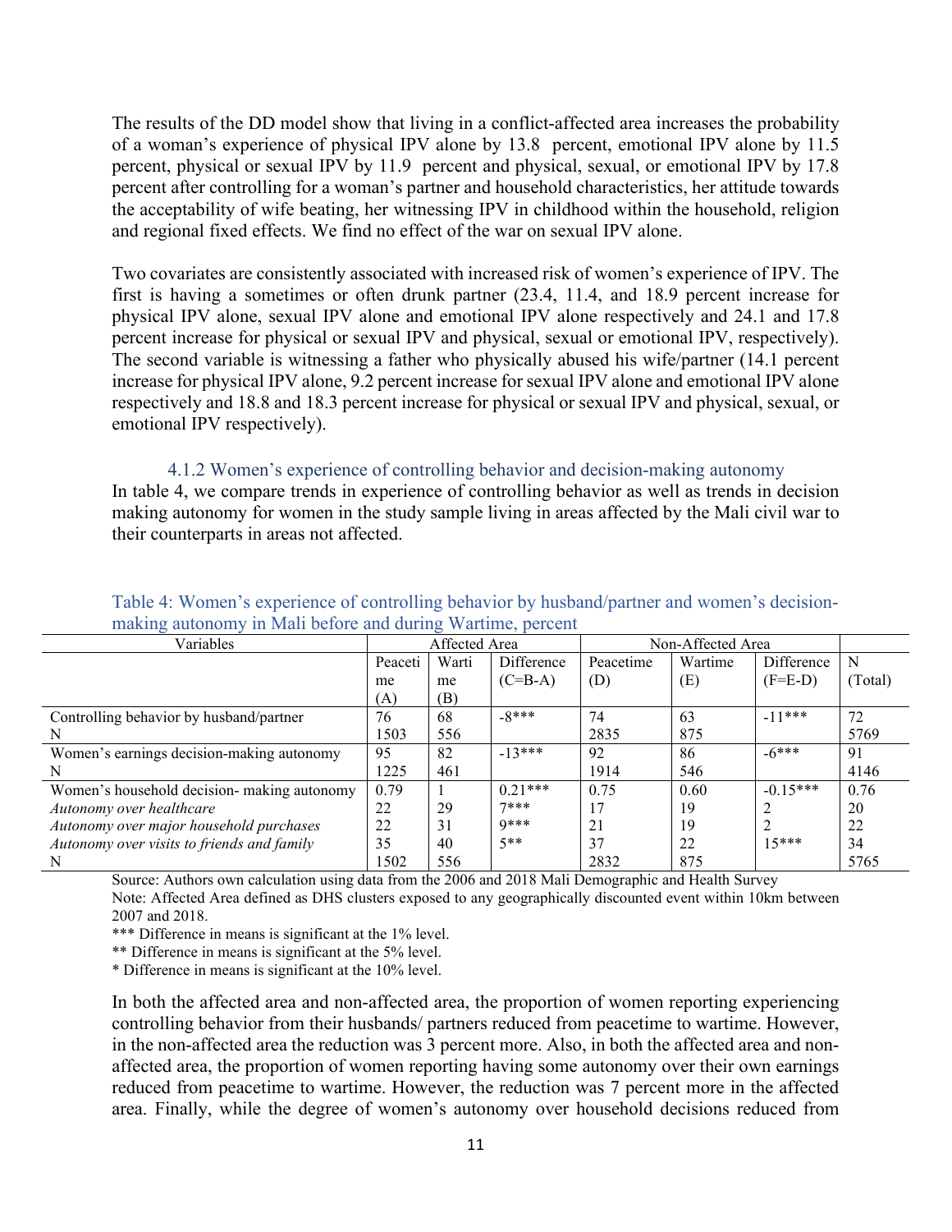The results of the DD model show that living in a conflict-affected area increases the probability of a woman's experience of physical IPV alone by 13.8 percent, emotional IPV alone by 11.5 percent, physical or sexual IPV by 11.9 percent and physical, sexual, or emotional IPV by 17.8 percent after controlling for a woman's partner and household characteristics, her attitude towards the acceptability of wife beating, her witnessing IPV in childhood within the household, religion and regional fixed effects. We find no effect of the war on sexual IPV alone.

Two covariates are consistently associated with increased risk of women's experience of IPV. The first is having a sometimes or often drunk partner (23.4, 11.4, and 18.9 percent increase for physical IPV alone, sexual IPV alone and emotional IPV alone respectively and 24.1 and 17.8 percent increase for physical or sexual IPV and physical, sexual or emotional IPV, respectively). The second variable is witnessing a father who physically abused his wife/partner (14.1 percent increase for physical IPV alone, 9.2 percent increase for sexual IPV alone and emotional IPV alone respectively and 18.8 and 18.3 percent increase for physical or sexual IPV and physical, sexual, or emotional IPV respectively).

### 4.1.2 Women's experience of controlling behavior and decision-making autonomy

In table 4, we compare trends in experience of controlling behavior as well as trends in decision making autonomy for women in the study sample living in areas affected by the Mali civil war to their counterparts in areas not affected.

Table 4: Women's experience of controlling behavior by husband/partner and women's decision-making autonomy in Mali before and during Wartime, percent

| Variables | Affected Area | | | Non-Affected Area | | | |
|---|---|---|---|---|---|---|---|
| | Peacetime (A) | Wartime (B) | Difference (C=B-A) | Peacetime (D) | Wartime (E) | Difference (F=E-D) | N (Total) |
| Controlling behavior by husband/partner | 76 | 68 | -8*** | 74 | 63 | -11*** | 72 |
| N | 1503 | 556 | | 2835 | 875 | | 5769 |
| Women's earnings decision-making autonomy | 95 | 82 | -13*** | 92 | 86 | -6*** | 91 |
| N | 1225 | 461 | | 1914 | 546 | | 4146 |
| Women's household decision- making autonomy | 0.79 | 1 | 0.21*** | 0.75 | 0.60 | -0.15*** | 0.76 |
| *Autonomy over healthcare* | 22 | 29 | 7*** | 17 | 19 | 2 | 20 |
| *Autonomy over major household purchases* | 22 | 31 | 9*** | 21 | 19 | 2 | 22 |
| *Autonomy over visits to friends and family* | 35 | 40 | 5** | 37 | 22 | 15*** | 34 |
| N | 1502 | 556 | | 2832 | 875 | | 5765 |

Source: Authors own calculation using data from the 2006 and 2018 Mali Demographic and Health Survey

Note: Affected Area defined as DHS clusters exposed to any geographically discounted event within 10km between 2007 and 2018.

*** Difference in means is significant at the 1% level.

** Difference in means is significant at the 5% level.

* Difference in means is significant at the 10% level.

In both the affected area and non-affected area, the proportion of women reporting experiencing controlling behavior from their husbands/ partners reduced from peacetime to wartime. However, in the non-affected area the reduction was 3 percent more. Also, in both the affected area and non-affected area, the proportion of women reporting having some autonomy over their own earnings reduced from peacetime to wartime. However, the reduction was 7 percent more in the affected area. Finally, while the degree of women's autonomy over household decisions reduced from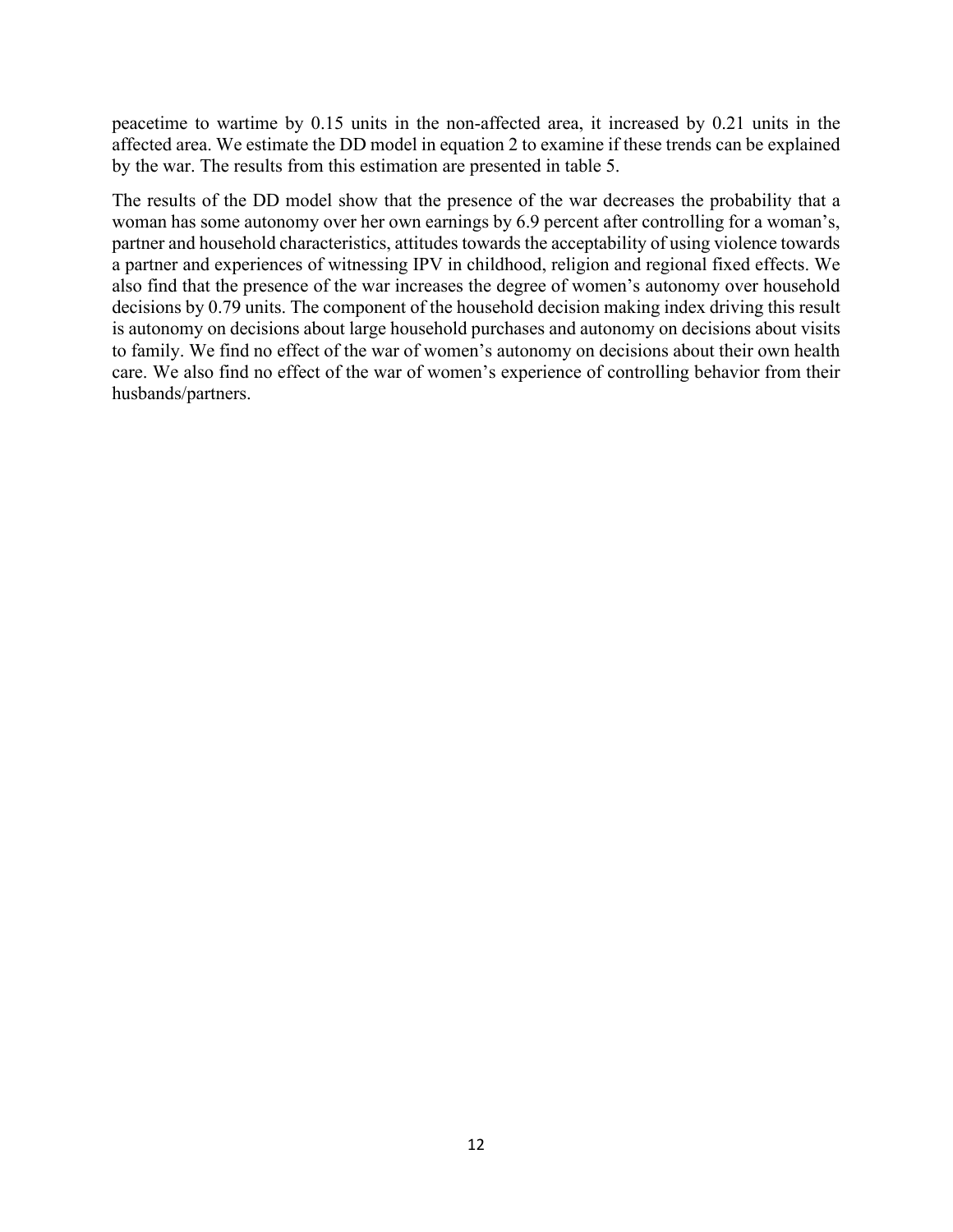peacetime to wartime by 0.15 units in the non-affected area, it increased by 0.21 units in the affected area. We estimate the DD model in equation 2 to examine if these trends can be explained by the war. The results from this estimation are presented in table 5.

The results of the DD model show that the presence of the war decreases the probability that a woman has some autonomy over her own earnings by 6.9 percent after controlling for a woman's, partner and household characteristics, attitudes towards the acceptability of using violence towards a partner and experiences of witnessing IPV in childhood, religion and regional fixed effects. We also find that the presence of the war increases the degree of women's autonomy over household decisions by 0.79 units. The component of the household decision making index driving this result is autonomy on decisions about large household purchases and autonomy on decisions about visits to family. We find no effect of the war of women's autonomy on decisions about their own health care. We also find no effect of the war of women's experience of controlling behavior from their husbands/partners.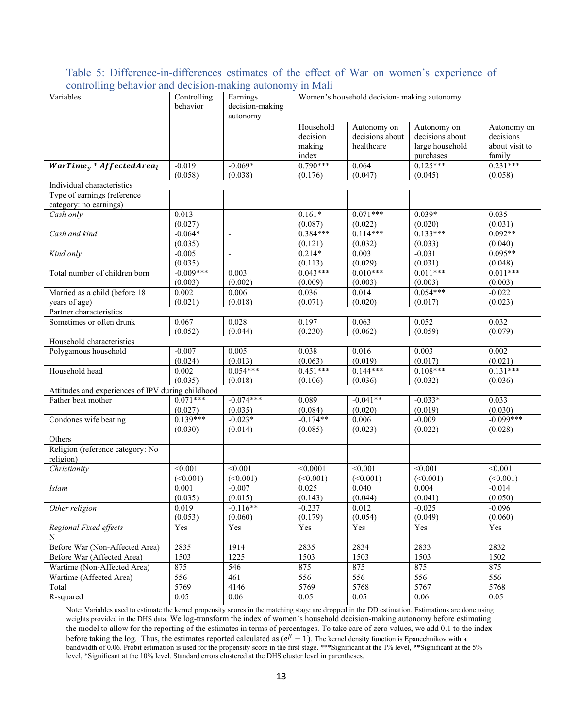Table 5: Difference-in-differences estimates of the effect of War on women's experience of controlling behavior and decision-making autonomy in Mali

| Variables | Controlling behavior | Earnings decision-making autonomy | Women's household decision- making autonomy | | | |
|---|---|---|---|---|---|---|
| | | | Household decision making index | Autonomy on decisions about healthcare | Autonomy on decisions about large household purchases | Autonomy on decisions about visit to family |
| $WarTime_y * AffectedArea_l$ | -0.019<br>(0.058) | -0.069*<br>(0.038) | 0.790***<br>(0.176) | 0.064<br>(0.047) | 0.125***<br>(0.045) | 0.231***<br>(0.058) |
| Individual characteristics | | | | | | |
| Type of earnings (reference category: no earnings) | | | | | | |
| *Cash only* | 0.013<br>(0.027) | - | 0.161*<br>(0.087) | 0.071***<br>(0.022) | 0.039*<br>(0.020) | 0.035<br>(0.031) |
| *Cash and kind* | -0.064*<br>(0.035) | - | 0.384***<br>(0.121) | 0.114***<br>(0.032) | 0.133***<br>(0.033) | 0.092**<br>(0.040) |
| *Kind only* | -0.005<br>(0.035) | - | 0.214*<br>(0.113) | 0.003<br>(0.029) | -0.031<br>(0.031) | 0.095**<br>(0.048) |
| Total number of children born | -0.009***<br>(0.003) | 0.003<br>(0.002) | 0.043***<br>(0.009) | 0.010***<br>(0.003) | 0.011***<br>(0.003) | 0.011***<br>(0.003) |
| Married as a child (before 18 years of age) | 0.002<br>(0.021) | 0.006<br>(0.018) | 0.036<br>(0.071) | 0.014<br>(0.020) | 0.054***<br>(0.017) | -0.022<br>(0.023) |
| Partner characteristics | | | | | | |
| Sometimes or often drunk | 0.067<br>(0.052) | 0.028<br>(0.044) | 0.197<br>(0.230) | 0.063<br>(0.062) | 0.052<br>(0.059) | 0.032<br>(0.079) |
| Household characteristics | | | | | | |
| Polygamous household | -0.007<br>(0.024) | 0.005<br>(0.013) | 0.038<br>(0.063) | 0.016<br>(0.019) | 0.003<br>(0.017) | 0.002<br>(0.021) |
| Household head | 0.002<br>(0.035) | 0.054***<br>(0.018) | 0.451***<br>(0.106) | 0.144***<br>(0.036) | 0.108***<br>(0.032) | 0.131***<br>(0.036) |
| Attitudes and experiences of IPV during childhood | | | | | | |
| Father beat mother | 0.071***<br>(0.027) | -0.074***<br>(0.035) | 0.089<br>(0.084) | -0.041**<br>(0.020) | -0.033*<br>(0.019) | 0.033<br>(0.030) |
| Condones wife beating | 0.139***<br>(0.030) | -0.023*<br>(0.014) | -0.174**<br>(0.085) | 0.006<br>(0.023) | -0.009<br>(0.022) | -0.099***<br>(0.028) |
| Others | | | | | | |
| Religion (reference category: No religion) | | | | | | |
| *Christianity* | <0.001<br>(<0.001) | <0.001<br>(<0.001) | <0.0001<br>(<0.001) | <0.001<br>(<0.001) | <0.001<br>(<0.001) | <0.001<br>(<0.001) |
| *Islam* | 0.001<br>(0.035) | -0.007<br>(0.015) | 0.025<br>(0.143) | 0.040<br>(0.044) | 0.004<br>(0.041) | -0.014<br>(0.050) |
| *Other religion* | 0.019<br>(0.053) | -0.116**<br>(0.060) | -0.237<br>(0.179) | 0.012<br>(0.054) | -0.025<br>(0.049) | -0.096<br>(0.060) |
| *Regional Fixed effects* | Yes | Yes | Yes | Yes | Yes | Yes |
| N | | | | | | |
| Before War (Non-Affected Area) | 2835 | 1914 | 2835 | 2834 | 2833 | 2832 |
| Before War (Affected Area) | 1503 | 1225 | 1503 | 1503 | 1503 | 1502 |
| Wartime (Non-Affected Area) | 875 | 546 | 875 | 875 | 875 | 875 |
| Wartime (Affected Area) | 556 | 461 | 556 | 556 | 556 | 556 |
| Total | 5769 | 4146 | 5769 | 5768 | 5767 | 5768 |
| R-squared | 0.05 | 0.06 | 0.05 | 0.05 | 0.06 | 0.05 |

Note: Variables used to estimate the kernel propensity scores in the matching stage are dropped in the DD estimation. Estimations are done using weights provided in the DHS data. We log-transform the index of women's household decision-making autonomy before estimating the model to allow for the reporting of the estimates in terms of percentages. To take care of zero values, we add 0.1 to the index before taking the log. Thus, the estimates reported calculated as ($e^{\beta} - 1$). The kernel density function is Epanechnikov with a bandwidth of 0.06. Probit estimation is used for the propensity score in the first stage. ***Significant at the 1% level, **Significant at the 5% level, *Significant at the 10% level. Standard errors clustered at the DHS cluster level in parentheses.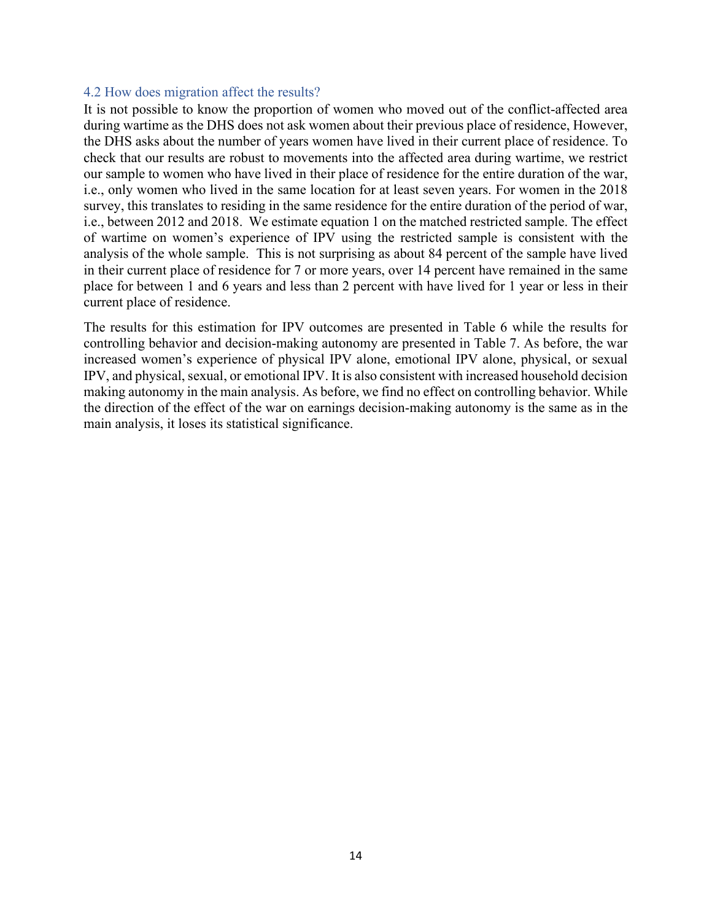### 4.2 How does migration affect the results?

It is not possible to know the proportion of women who moved out of the conflict-affected area during wartime as the DHS does not ask women about their previous place of residence, However, the DHS asks about the number of years women have lived in their current place of residence. To check that our results are robust to movements into the affected area during wartime, we restrict our sample to women who have lived in their place of residence for the entire duration of the war, i.e., only women who lived in the same location for at least seven years. For women in the 2018 survey, this translates to residing in the same residence for the entire duration of the period of war, i.e., between 2012 and 2018. We estimate equation 1 on the matched restricted sample. The effect of wartime on women's experience of IPV using the restricted sample is consistent with the analysis of the whole sample. This is not surprising as about 84 percent of the sample have lived in their current place of residence for 7 or more years, over 14 percent have remained in the same place for between 1 and 6 years and less than 2 percent with have lived for 1 year or less in their current place of residence.

The results for this estimation for IPV outcomes are presented in Table 6 while the results for controlling behavior and decision-making autonomy are presented in Table 7. As before, the war increased women's experience of physical IPV alone, emotional IPV alone, physical, or sexual IPV, and physical, sexual, or emotional IPV. It is also consistent with increased household decision making autonomy in the main analysis. As before, we find no effect on controlling behavior. While the direction of the effect of the war on earnings decision-making autonomy is the same as in the main analysis, it loses its statistical significance.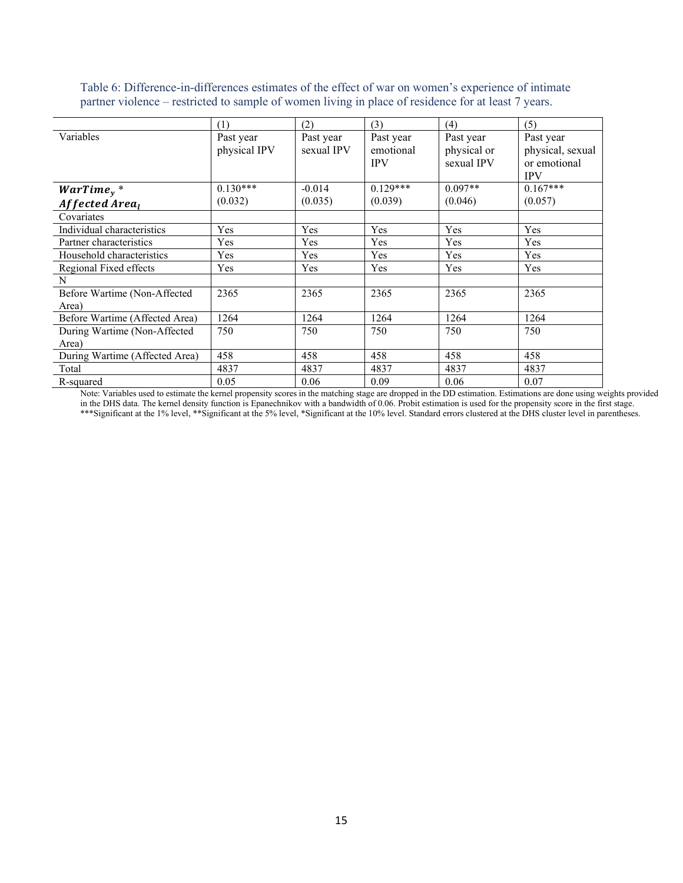Table 6: Difference-in-differences estimates of the effect of war on women's experience of intimate partner violence – restricted to sample of women living in place of residence for at least 7 years.

| | (1) | (2) | (3) | (4) | (5) |
|---|---|---|---|---|---|
| Variables | Past year physical IPV | Past year sexual IPV | Past year emotional IPV | Past year physical or sexual IPV | Past year physical, sexual or emotional IPV |
| $\boldsymbol{WarTime_y}$ * $\boldsymbol{Affected\ Area_l}$ | 0.130*** (0.032) | -0.014 (0.035) | 0.129*** (0.039) | 0.097** (0.046) | 0.167*** (0.057) |
| Covariates | | | | | |
| Individual characteristics | Yes | Yes | Yes | Yes | Yes |
| Partner characteristics | Yes | Yes | Yes | Yes | Yes |
| Household characteristics | Yes | Yes | Yes | Yes | Yes |
| Regional Fixed effects | Yes | Yes | Yes | Yes | Yes |
| N | | | | | |
| Before Wartime (Non-Affected Area) | 2365 | 2365 | 2365 | 2365 | 2365 |
| Before Wartime (Affected Area) | 1264 | 1264 | 1264 | 1264 | 1264 |
| During Wartime (Non-Affected Area) | 750 | 750 | 750 | 750 | 750 |
| During Wartime (Affected Area) | 458 | 458 | 458 | 458 | 458 |
| Total | 4837 | 4837 | 4837 | 4837 | 4837 |
| R-squared | 0.05 | 0.06 | 0.09 | 0.06 | 0.07 |

Note: Variables used to estimate the kernel propensity scores in the matching stage are dropped in the DD estimation. Estimations are done using weights provided in the DHS data. The kernel density function is Epanechnikov with a bandwidth of 0.06. Probit estimation is used for the propensity score in the first stage. ***Significant at the 1% level, **Significant at the 5% level, *Significant at the 10% level. Standard errors clustered at the DHS cluster level in parentheses.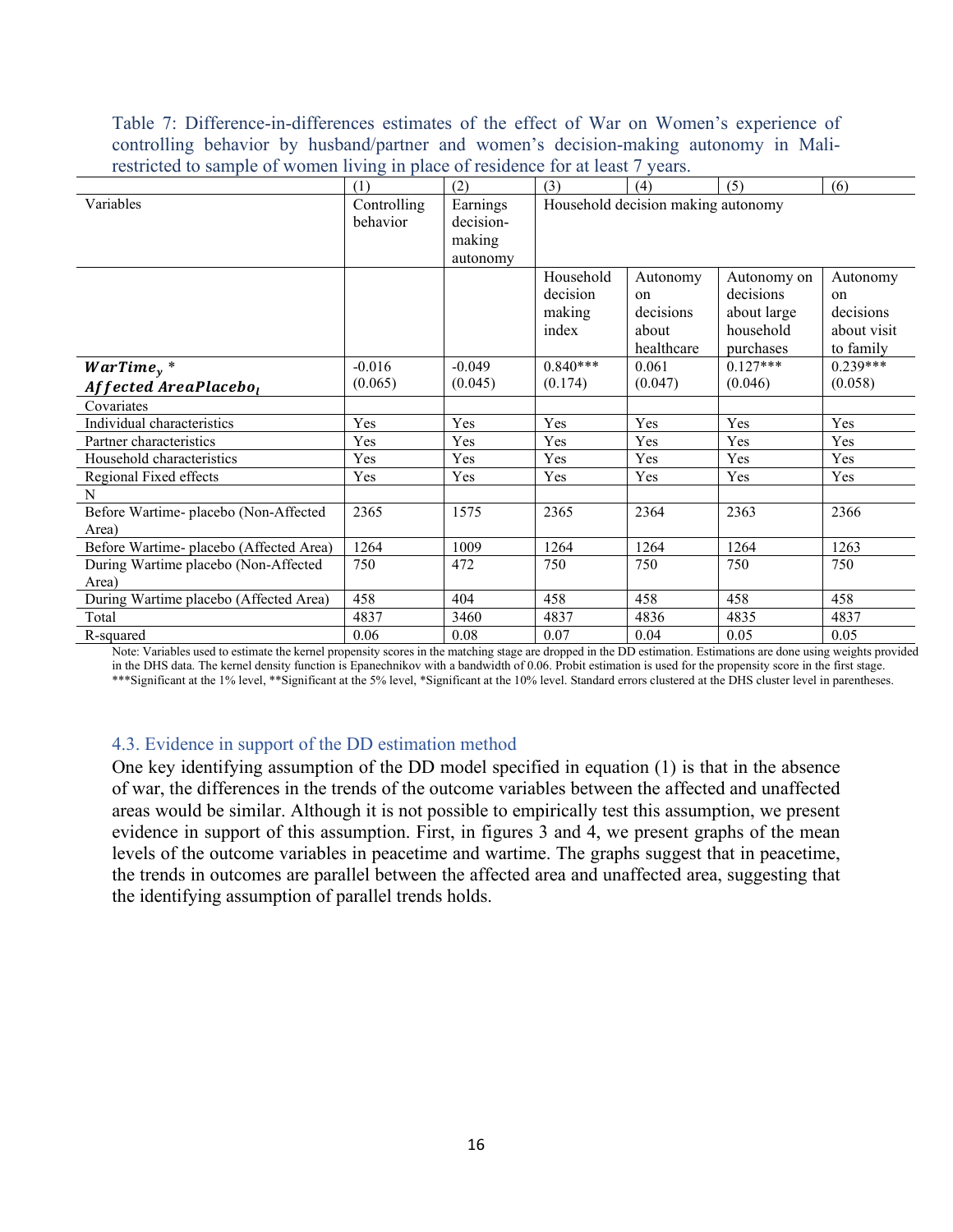Table 7: Difference-in-differences estimates of the effect of War on Women's experience of controlling behavior by husband/partner and women's decision-making autonomy in Mali- restricted to sample of women living in place of residence for at least 7 years.

| | (1) | (2) | (3) | (4) | (5) | (6) |
|---|---|---|---|---|---|---|
| Variables | Controlling behavior | Earnings decision-making autonomy | Household decision making autonomy | | | |
| | | | Household decision making index | Autonomy on decisions about healthcare | Autonomy on decisions about large household purchases | Autonomy on decisions about visit to family |
| $\boldsymbol{WarTime_y * Affected\ AreaPlacebo_l}$ | -0.016 (0.065) | -0.049 (0.045) | 0.840*** (0.174) | 0.061 (0.047) | 0.127*** (0.046) | 0.239*** (0.058) |
| Covariates | | | | | | |
| Individual characteristics | Yes | Yes | Yes | Yes | Yes | Yes |
| Partner characteristics | Yes | Yes | Yes | Yes | Yes | Yes |
| Household characteristics | Yes | Yes | Yes | Yes | Yes | Yes |
| Regional Fixed effects | Yes | Yes | Yes | Yes | Yes | Yes |
| N | | | | | | |
| Before Wartime- placebo (Non-Affected Area) | 2365 | 1575 | 2365 | 2364 | 2363 | 2366 |
| Before Wartime- placebo (Affected Area) | 1264 | 1009 | 1264 | 1264 | 1264 | 1263 |
| During Wartime placebo (Non-Affected Area) | 750 | 472 | 750 | 750 | 750 | 750 |
| During Wartime placebo (Affected Area) | 458 | 404 | 458 | 458 | 458 | 458 |
| Total | 4837 | 3460 | 4837 | 4836 | 4835 | 4837 |
| R-squared | 0.06 | 0.08 | 0.07 | 0.04 | 0.05 | 0.05 |

Note: Variables used to estimate the kernel propensity scores in the matching stage are dropped in the DD estimation. Estimations are done using weights provided in the DHS data. The kernel density function is Epanechnikov with a bandwidth of 0.06. Probit estimation is used for the propensity score in the first stage. ***Significant at the 1% level, **Significant at the 5% level, *Significant at the 10% level. Standard errors clustered at the DHS cluster level in parentheses.

## 4.3. Evidence in support of the DD estimation method

One key identifying assumption of the DD model specified in equation (1) is that in the absence of war, the differences in the trends of the outcome variables between the affected and unaffected areas would be similar. Although it is not possible to empirically test this assumption, we present evidence in support of this assumption. First, in figures 3 and 4, we present graphs of the mean levels of the outcome variables in peacetime and wartime. The graphs suggest that in peacetime, the trends in outcomes are parallel between the affected area and unaffected area, suggesting that the identifying assumption of parallel trends holds.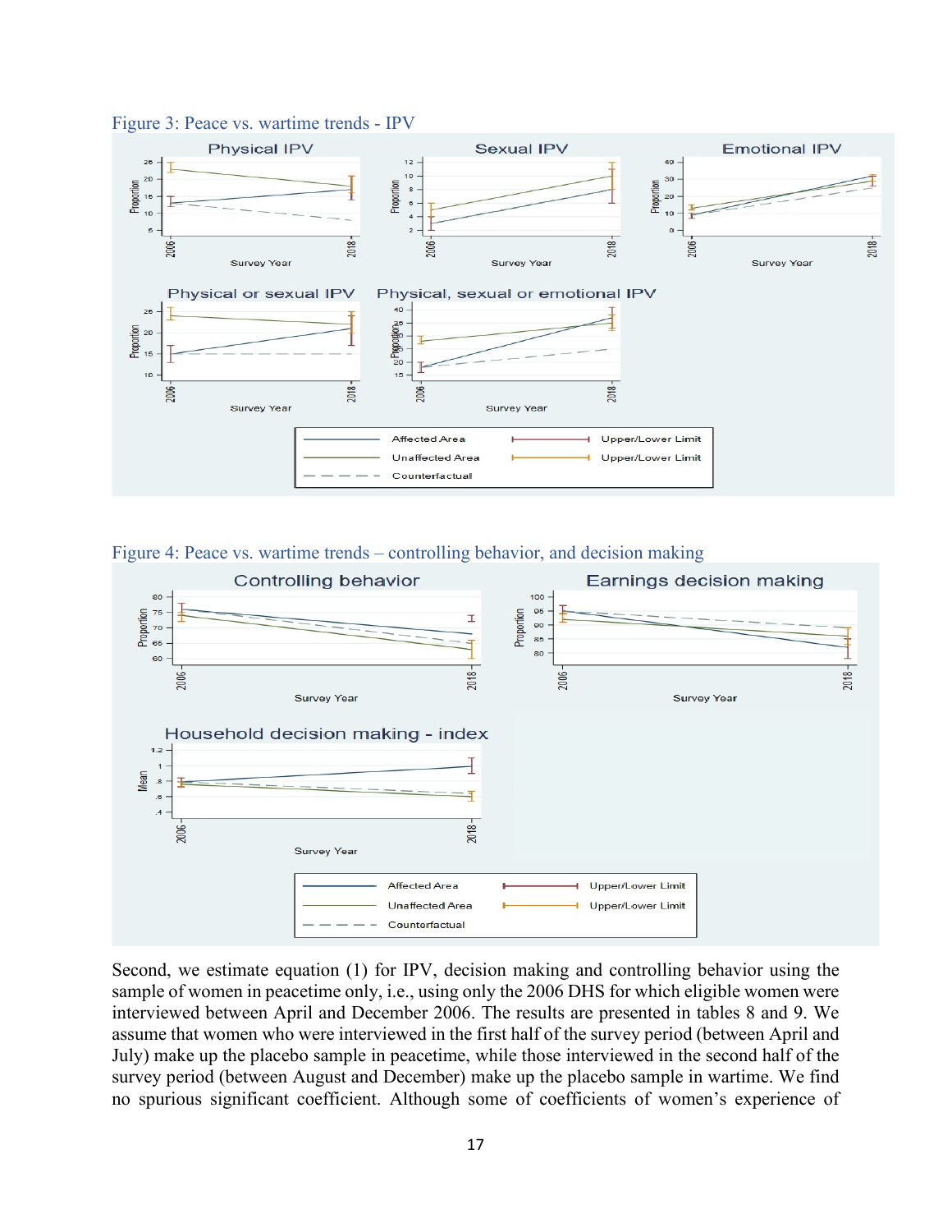Figure 3: Peace vs. wartime trends - IPV

Figure 4: Peace vs. wartime trends – controlling behavior, and decision making

Second, we estimate equation (1) for IPV, decision making and controlling behavior using the sample of women in peacetime only, i.e., using only the 2006 DHS for which eligible women were interviewed between April and December 2006. The results are presented in tables 8 and 9. We assume that women who were interviewed in the first half of the survey period (between April and July) make up the placebo sample in peacetime, while those interviewed in the second half of the survey period (between August and December) make up the placebo sample in wartime. We find no spurious significant coefficient. Although some of coefficients of women's experience of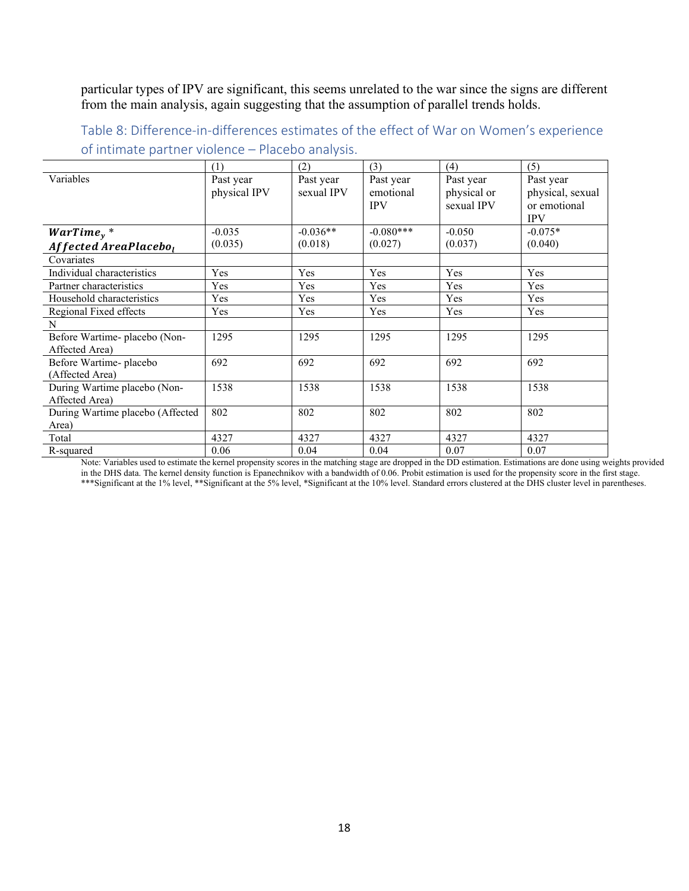particular types of IPV are significant, this seems unrelated to the war since the signs are different from the main analysis, again suggesting that the assumption of parallel trends holds.

### Table 8: Difference-in-differences estimates of the effect of War on Women's experience of intimate partner violence – Placebo analysis.

| | (1) | (2) | (3) | (4) | (5) |
|---|---|---|---|---|---|
| Variables | Past year physical IPV | Past year sexual IPV | Past year emotional IPV | Past year physical or sexual IPV | Past year physical, sexual or emotional IPV |
| $\boldsymbol{WarTime_y * Affected\ AreaPlacebo_l}$ | -0.035 (0.035) | -0.036** (0.018) | -0.080*** (0.027) | -0.050 (0.037) | -0.075* (0.040) |
| Covariates | | | | | |
| Individual characteristics | Yes | Yes | Yes | Yes | Yes |
| Partner characteristics | Yes | Yes | Yes | Yes | Yes |
| Household characteristics | Yes | Yes | Yes | Yes | Yes |
| Regional Fixed effects | Yes | Yes | Yes | Yes | Yes |
| N | | | | | |
| Before Wartime- placebo (Non-Affected Area) | 1295 | 1295 | 1295 | 1295 | 1295 |
| Before Wartime- placebo (Affected Area) | 692 | 692 | 692 | 692 | 692 |
| During Wartime placebo (Non-Affected Area) | 1538 | 1538 | 1538 | 1538 | 1538 |
| During Wartime placebo (Affected Area) | 802 | 802 | 802 | 802 | 802 |
| Total | 4327 | 4327 | 4327 | 4327 | 4327 |
| R-squared | 0.06 | 0.04 | 0.04 | 0.07 | 0.07 |

Note: Variables used to estimate the kernel propensity scores in the matching stage are dropped in the DD estimation. Estimations are done using weights provided in the DHS data. The kernel density function is Epanechnikov with a bandwidth of 0.06. Probit estimation is used for the propensity score in the first stage. ***Significant at the 1% level, **Significant at the 5% level, *Significant at the 10% level. Standard errors clustered at the DHS cluster level in parentheses.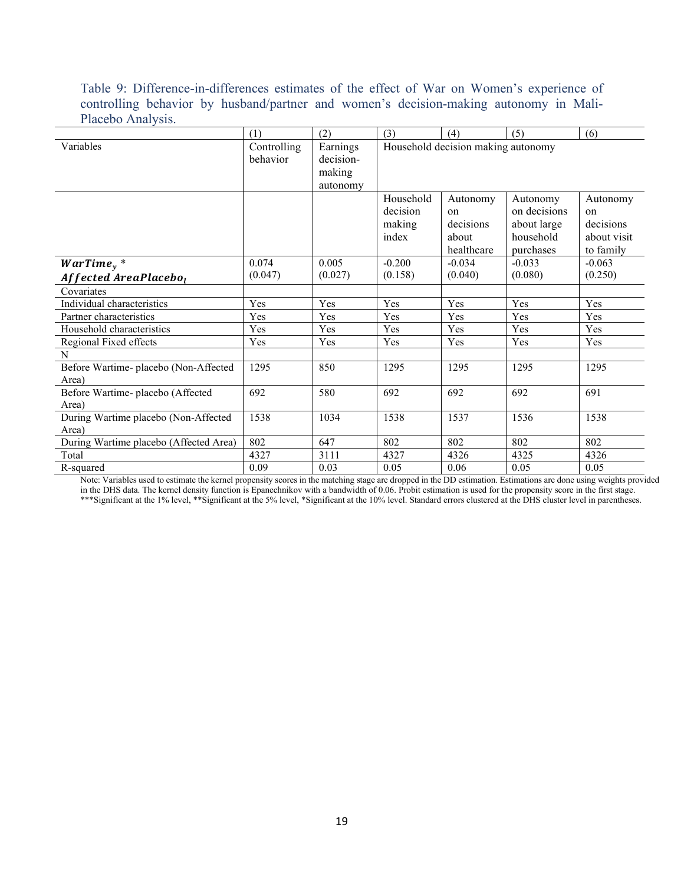Table 9: Difference-in-differences estimates of the effect of War on Women's experience of controlling behavior by husband/partner and women's decision-making autonomy in Mali- Placebo Analysis.

| | (1) | (2) | (3) | (4) | (5) | (6) |
|---|---|---|---|---|---|---|
| Variables | Controlling behavior | Earnings decision-making autonomy | Household decision making autonomy | | | |
| | | | Household decision making index | Autonomy on decisions about healthcare | Autonomy on decisions about large household purchases | Autonomy on decisions about visit to family |
| $\boldsymbol{WarTime_y} * \boldsymbol{Affected\ AreaPlacebo_l}$ | 0.074<br>(0.047) | 0.005<br>(0.027) | -0.200<br>(0.158) | -0.034<br>(0.040) | -0.033<br>(0.080) | -0.063<br>(0.250) |
| Covariates | | | | | | |
| Individual characteristics | Yes | Yes | Yes | Yes | Yes | Yes |
| Partner characteristics | Yes | Yes | Yes | Yes | Yes | Yes |
| Household characteristics | Yes | Yes | Yes | Yes | Yes | Yes |
| Regional Fixed effects | Yes | Yes | Yes | Yes | Yes | Yes |
| N | | | | | | |
| Before Wartime- placebo (Non-Affected Area) | 1295 | 850 | 1295 | 1295 | 1295 | 1295 |
| Before Wartime- placebo (Affected Area) | 692 | 580 | 692 | 692 | 692 | 691 |
| During Wartime placebo (Non-Affected Area) | 1538 | 1034 | 1538 | 1537 | 1536 | 1538 |
| During Wartime placebo (Affected Area) | 802 | 647 | 802 | 802 | 802 | 802 |
| Total | 4327 | 3111 | 4327 | 4326 | 4325 | 4326 |
| R-squared | 0.09 | 0.03 | 0.05 | 0.06 | 0.05 | 0.05 |

Note: Variables used to estimate the kernel propensity scores in the matching stage are dropped in the DD estimation. Estimations are done using weights provided in the DHS data. The kernel density function is Epanechnikov with a bandwidth of 0.06. Probit estimation is used for the propensity score in the first stage. ***Significant at the 1% level, **Significant at the 5% level, *Significant at the 10% level. Standard errors clustered at the DHS cluster level in parentheses.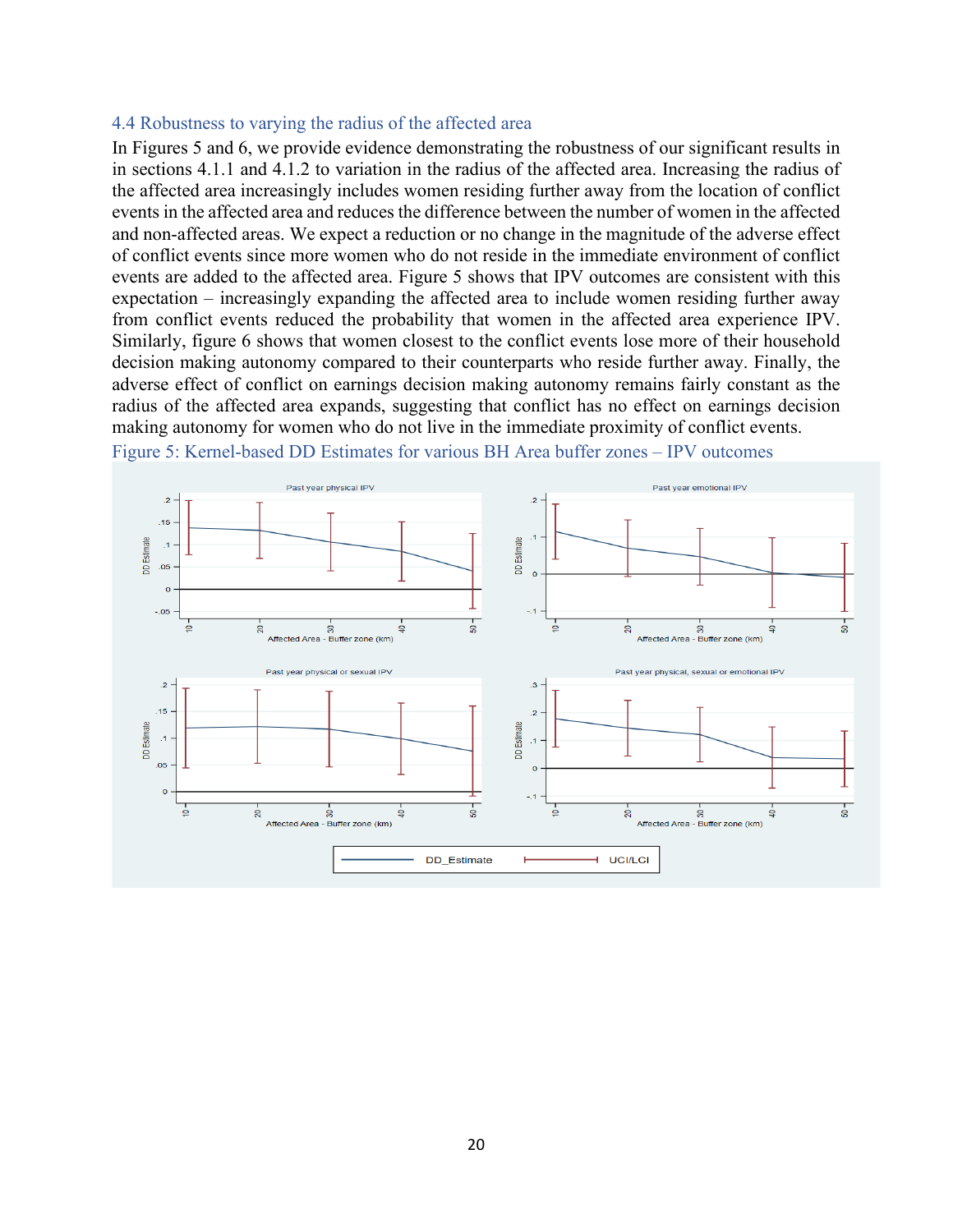### 4.4 Robustness to varying the radius of the affected area

In Figures 5 and 6, we provide evidence demonstrating the robustness of our significant results in in sections 4.1.1 and 4.1.2 to variation in the radius of the affected area. Increasing the radius of the affected area increasingly includes women residing further away from the location of conflict events in the affected area and reduces the difference between the number of women in the affected and non-affected areas. We expect a reduction or no change in the magnitude of the adverse effect of conflict events since more women who do not reside in the immediate environment of conflict events are added to the affected area. Figure 5 shows that IPV outcomes are consistent with this expectation – increasingly expanding the affected area to include women residing further away from conflict events reduced the probability that women in the affected area experience IPV. Similarly, figure 6 shows that women closest to the conflict events lose more of their household decision making autonomy compared to their counterparts who reside further away. Finally, the adverse effect of conflict on earnings decision making autonomy remains fairly constant as the radius of the affected area expands, suggesting that conflict has no effect on earnings decision making autonomy for women who do not live in the immediate proximity of conflict events.

Figure 5: Kernel-based DD Estimates for various BH Area buffer zones – IPV outcomes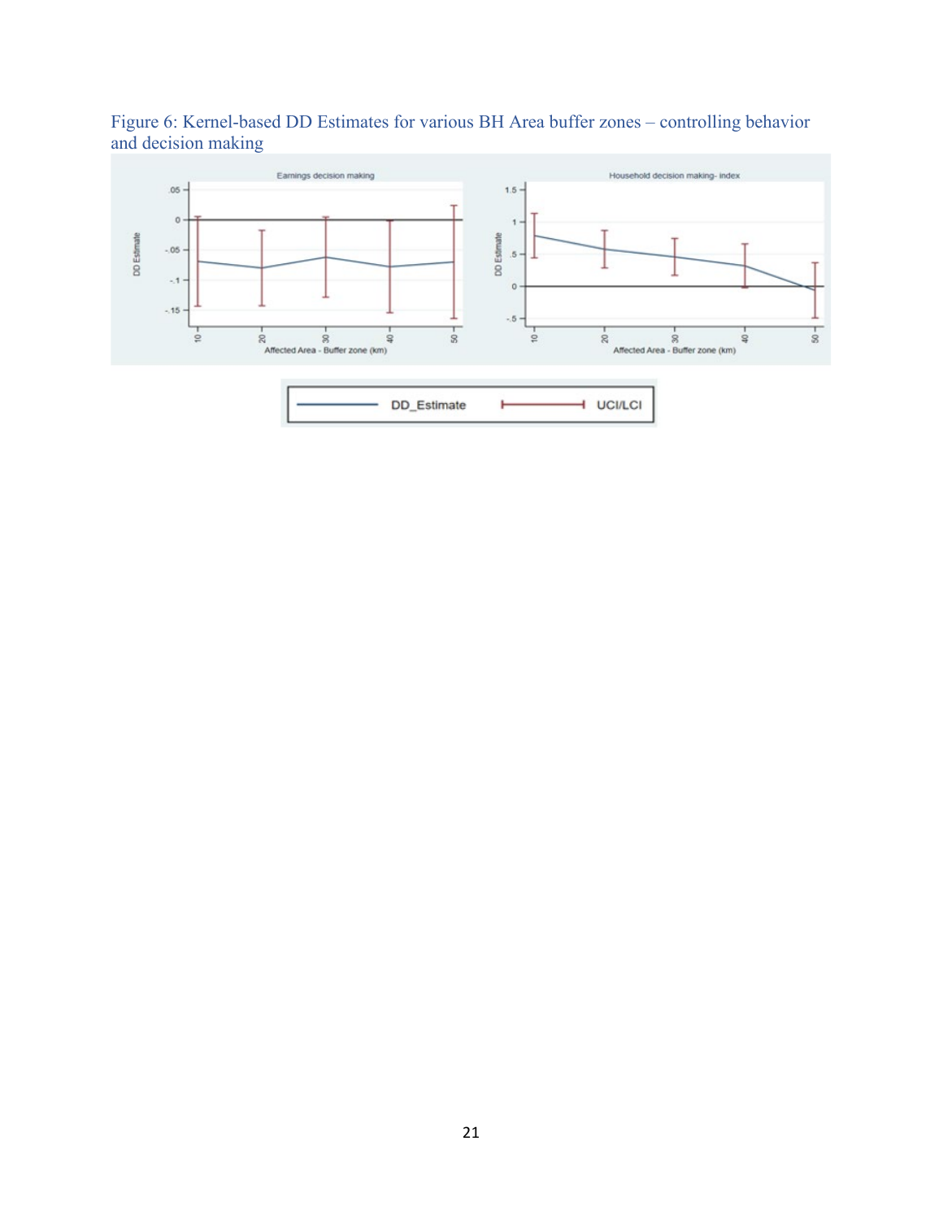Figure 6: Kernel-based DD Estimates for various BH Area buffer zones – controlling behavior and decision making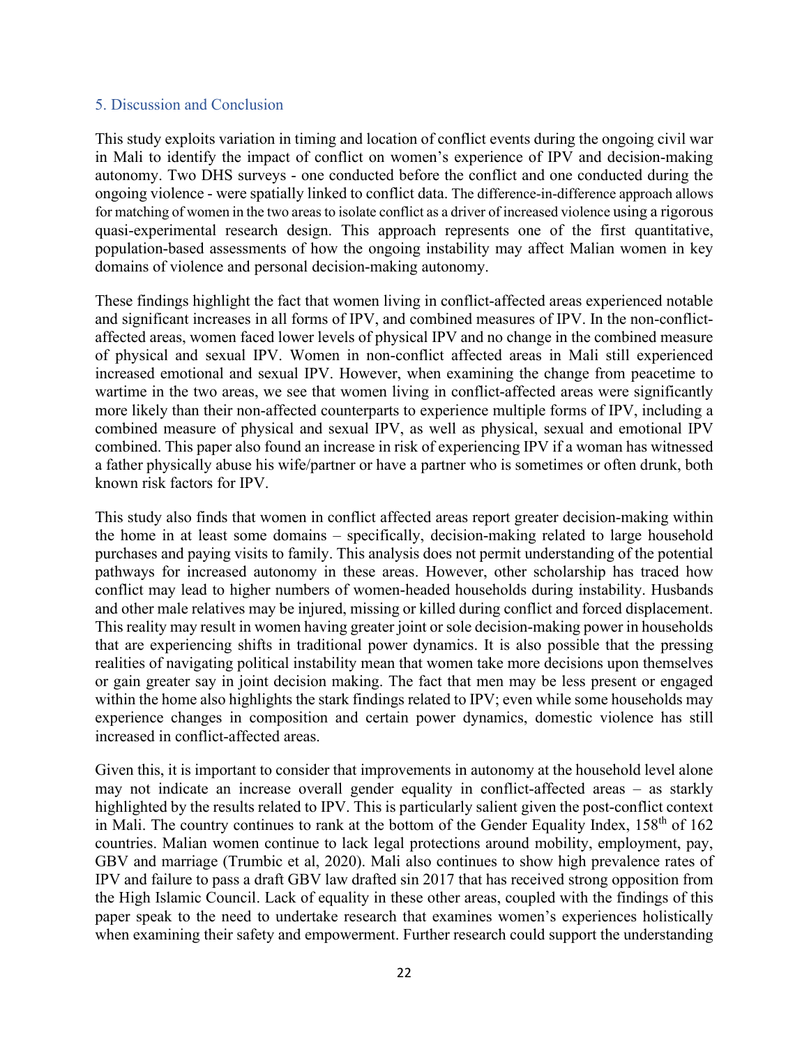## 5. Discussion and Conclusion

This study exploits variation in timing and location of conflict events during the ongoing civil war in Mali to identify the impact of conflict on women's experience of IPV and decision-making autonomy. Two DHS surveys - one conducted before the conflict and one conducted during the ongoing violence - were spatially linked to conflict data. The difference-in-difference approach allows for matching of women in the two areas to isolate conflict as a driver of increased violence using a rigorous quasi-experimental research design. This approach represents one of the first quantitative, population-based assessments of how the ongoing instability may affect Malian women in key domains of violence and personal decision-making autonomy.

These findings highlight the fact that women living in conflict-affected areas experienced notable and significant increases in all forms of IPV, and combined measures of IPV. In the non-conflict-affected areas, women faced lower levels of physical IPV and no change in the combined measure of physical and sexual IPV. Women in non-conflict affected areas in Mali still experienced increased emotional and sexual IPV. However, when examining the change from peacetime to wartime in the two areas, we see that women living in conflict-affected areas were significantly more likely than their non-affected counterparts to experience multiple forms of IPV, including a combined measure of physical and sexual IPV, as well as physical, sexual and emotional IPV combined. This paper also found an increase in risk of experiencing IPV if a woman has witnessed a father physically abuse his wife/partner or have a partner who is sometimes or often drunk, both known risk factors for IPV.

This study also finds that women in conflict affected areas report greater decision-making within the home in at least some domains – specifically, decision-making related to large household purchases and paying visits to family. This analysis does not permit understanding of the potential pathways for increased autonomy in these areas. However, other scholarship has traced how conflict may lead to higher numbers of women-headed households during instability. Husbands and other male relatives may be injured, missing or killed during conflict and forced displacement. This reality may result in women having greater joint or sole decision-making power in households that are experiencing shifts in traditional power dynamics. It is also possible that the pressing realities of navigating political instability mean that women take more decisions upon themselves or gain greater say in joint decision making. The fact that men may be less present or engaged within the home also highlights the stark findings related to IPV; even while some households may experience changes in composition and certain power dynamics, domestic violence has still increased in conflict-affected areas.

Given this, it is important to consider that improvements in autonomy at the household level alone may not indicate an increase overall gender equality in conflict-affected areas – as starkly highlighted by the results related to IPV. This is particularly salient given the post-conflict context in Mali. The country continues to rank at the bottom of the Gender Equality Index, 158th of 162 countries. Malian women continue to lack legal protections around mobility, employment, pay, GBV and marriage (Trumbic et al, 2020). Mali also continues to show high prevalence rates of IPV and failure to pass a draft GBV law drafted sin 2017 that has received strong opposition from the High Islamic Council. Lack of equality in these other areas, coupled with the findings of this paper speak to the need to undertake research that examines women's experiences holistically when examining their safety and empowerment. Further research could support the understanding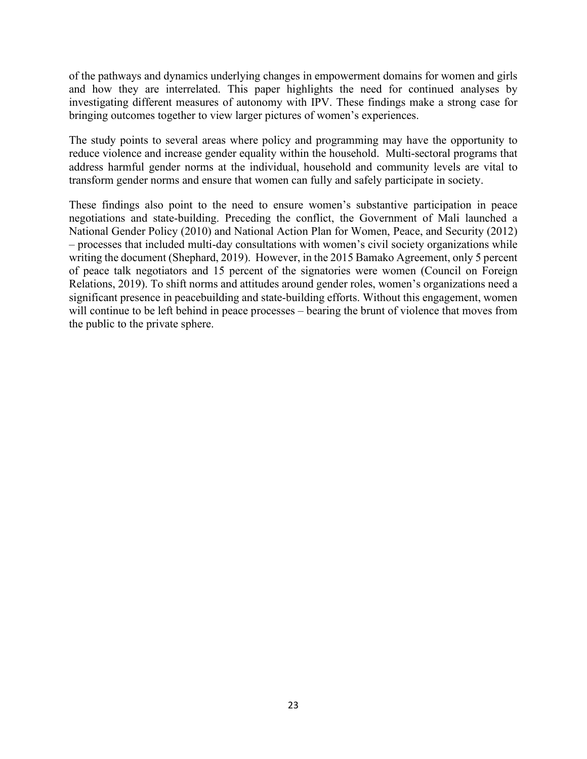of the pathways and dynamics underlying changes in empowerment domains for women and girls and how they are interrelated. This paper highlights the need for continued analyses by investigating different measures of autonomy with IPV. These findings make a strong case for bringing outcomes together to view larger pictures of women's experiences.

The study points to several areas where policy and programming may have the opportunity to reduce violence and increase gender equality within the household. Multi-sectoral programs that address harmful gender norms at the individual, household and community levels are vital to transform gender norms and ensure that women can fully and safely participate in society.

These findings also point to the need to ensure women's substantive participation in peace negotiations and state-building. Preceding the conflict, the Government of Mali launched a National Gender Policy (2010) and National Action Plan for Women, Peace, and Security (2012) – processes that included multi-day consultations with women's civil society organizations while writing the document (Shephard, 2019). However, in the 2015 Bamako Agreement, only 5 percent of peace talk negotiators and 15 percent of the signatories were women (Council on Foreign Relations, 2019). To shift norms and attitudes around gender roles, women's organizations need a significant presence in peacebuilding and state-building efforts. Without this engagement, women will continue to be left behind in peace processes – bearing the brunt of violence that moves from the public to the private sphere.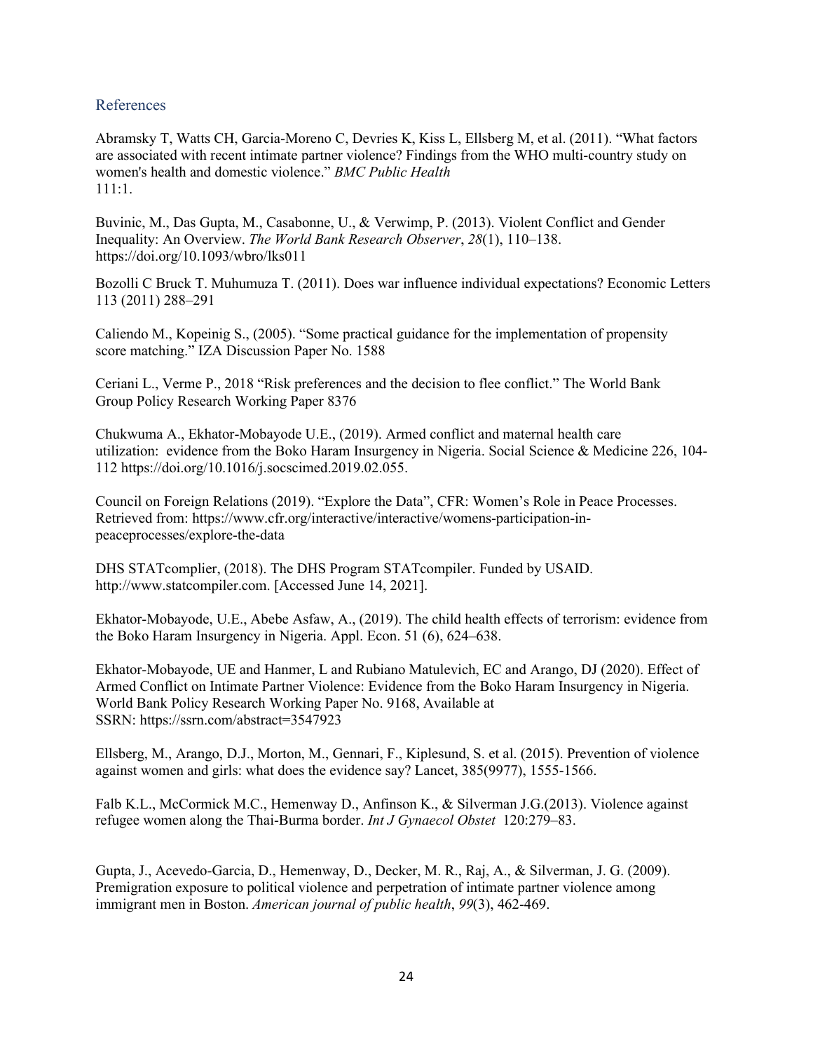## References

Abramsky T, Watts CH, Garcia-Moreno C, Devries K, Kiss L, Ellsberg M, et al. (2011). "What factors are associated with recent intimate partner violence? Findings from the WHO multi-country study on women's health and domestic violence." *BMC Public Health* 111:1.

Buvinic, M., Das Gupta, M., Casabonne, U., & Verwimp, P. (2013). Violent Conflict and Gender Inequality: An Overview. *The World Bank Research Observer*, *28*(1), 110–138. https://doi.org/10.1093/wbro/lks011

Bozolli C Bruck T. Muhumuza T. (2011). Does war influence individual expectations? Economic Letters 113 (2011) 288–291

Caliendo M., Kopeinig S., (2005). "Some practical guidance for the implementation of propensity score matching." IZA Discussion Paper No. 1588

Ceriani L., Verme P., 2018 "Risk preferences and the decision to flee conflict." The World Bank Group Policy Research Working Paper 8376

Chukwuma A., Ekhator-Mobayode U.E., (2019). Armed conflict and maternal health care utilization: evidence from the Boko Haram Insurgency in Nigeria. Social Science & Medicine 226, 104-112 https://doi.org/10.1016/j.socscimed.2019.02.055.

Council on Foreign Relations (2019). "Explore the Data", CFR: Women's Role in Peace Processes. Retrieved from: https://www.cfr.org/interactive/interactive/womens-participation-in-peaceprocesses/explore-the-data

DHS STATcomplier, (2018). The DHS Program STATcompiler. Funded by USAID. http://www.statcompiler.com. [Accessed June 14, 2021].

Ekhator-Mobayode, U.E., Abebe Asfaw, A., (2019). The child health effects of terrorism: evidence from the Boko Haram Insurgency in Nigeria. Appl. Econ. 51 (6), 624–638.

Ekhator-Mobayode, UE and Hanmer, L and Rubiano Matulevich, EC and Arango, DJ (2020). Effect of Armed Conflict on Intimate Partner Violence: Evidence from the Boko Haram Insurgency in Nigeria. World Bank Policy Research Working Paper No. 9168, Available at SSRN: https://ssrn.com/abstract=3547923

Ellsberg, M., Arango, D.J., Morton, M., Gennari, F., Kiplesund, S. et al. (2015). Prevention of violence against women and girls: what does the evidence say? Lancet, 385(9977), 1555-1566.

Falb K.L., McCormick M.C., Hemenway D., Anfinson K., & Silverman J.G.(2013). Violence against refugee women along the Thai-Burma border. *Int J Gynaecol Obstet* 120:279–83.

Gupta, J., Acevedo-Garcia, D., Hemenway, D., Decker, M. R., Raj, A., & Silverman, J. G. (2009). Premigration exposure to political violence and perpetration of intimate partner violence among immigrant men in Boston. *American journal of public health*, *99*(3), 462-469.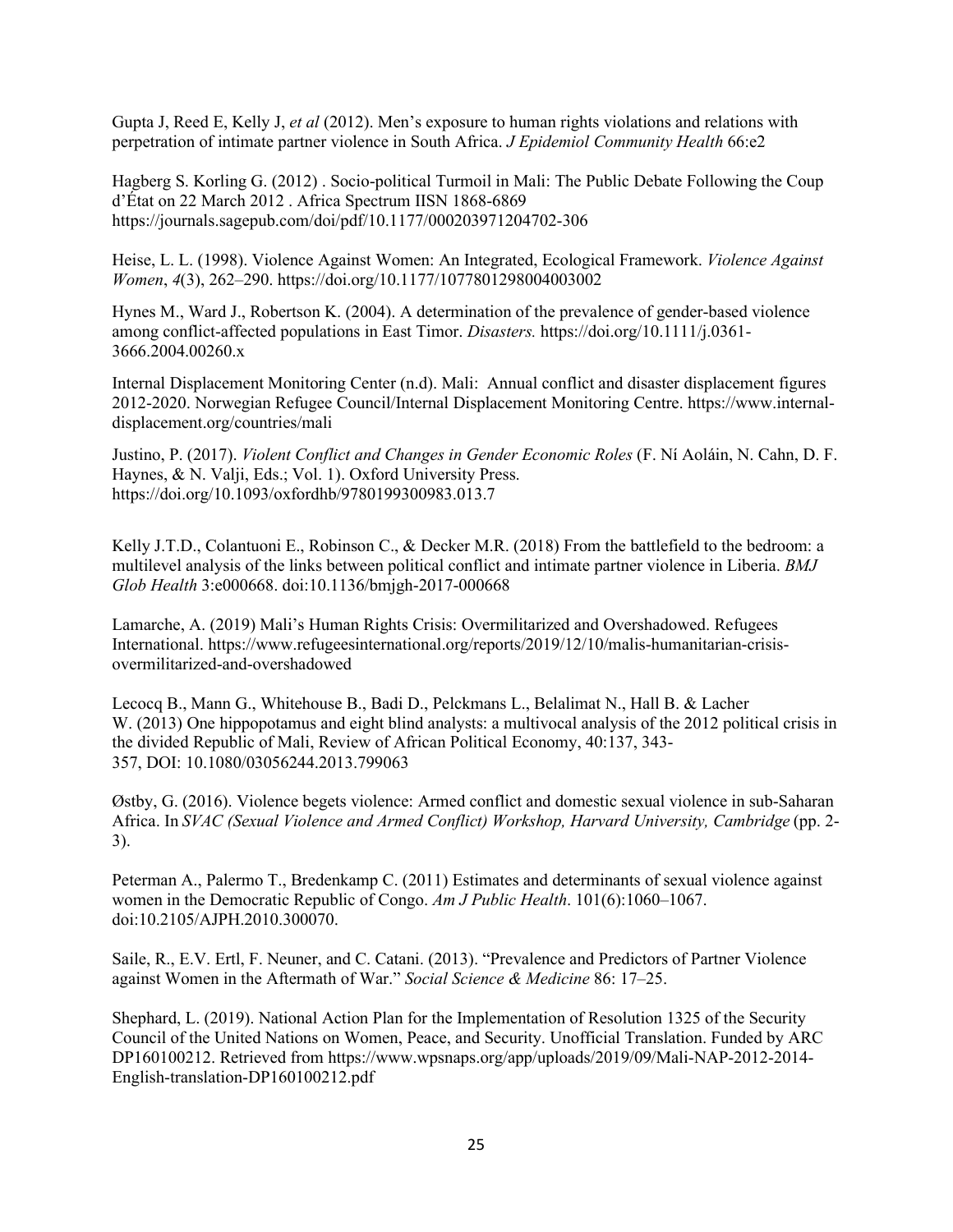Gupta J, Reed E, Kelly J, *et al* (2012). Men's exposure to human rights violations and relations with perpetration of intimate partner violence in South Africa. *J Epidemiol Community Health* 66:e2

Hagberg S. Korling G. (2012) . Socio-political Turmoil in Mali: The Public Debate Following the Coup d'État on 22 March 2012 . Africa Spectrum IISN 1868-6869 https://journals.sagepub.com/doi/pdf/10.1177/000203971204702-306

Heise, L. L. (1998). Violence Against Women: An Integrated, Ecological Framework. *Violence Against Women*, *4*(3), 262–290. https://doi.org/10.1177/1077801298004003002

Hynes M., Ward J., Robertson K. (2004). A determination of the prevalence of gender-based violence among conflict-affected populations in East Timor. *Disasters.* https://doi.org/10.1111/j.0361-3666.2004.00260.x

Internal Displacement Monitoring Center (n.d). Mali: Annual conflict and disaster displacement figures 2012-2020. Norwegian Refugee Council/Internal Displacement Monitoring Centre. https://www.internal-displacement.org/countries/mali

Justino, P. (2017). *Violent Conflict and Changes in Gender Economic Roles* (F. Ní Aoláin, N. Cahn, D. F. Haynes, & N. Valji, Eds.; Vol. 1). Oxford University Press. https://doi.org/10.1093/oxfordhb/9780199300983.013.7

Kelly J.T.D., Colantuoni E., Robinson C., & Decker M.R. (2018) From the battlefield to the bedroom: a multilevel analysis of the links between political conflict and intimate partner violence in Liberia. *BMJ Glob Health* 3:e000668. doi:10.1136/bmjgh-2017-000668

Lamarche, A. (2019) Mali's Human Rights Crisis: Overmilitarized and Overshadowed. Refugees International. https://www.refugeesinternational.org/reports/2019/12/10/malis-humanitarian-crisis-overmilitarized-and-overshadowed

Lecocq B., Mann G., Whitehouse B., Badi D., Pelckmans L., Belalimat N., Hall B. & Lacher W. (2013) One hippopotamus and eight blind analysts: a multivocal analysis of the 2012 political crisis in the divided Republic of Mali, Review of African Political Economy, 40:137, 343-357, DOI: 10.1080/03056244.2013.799063

Østby, G. (2016). Violence begets violence: Armed conflict and domestic sexual violence in sub-Saharan Africa. In *SVAC (Sexual Violence and Armed Conflict) Workshop, Harvard University, Cambridge* (pp. 2-3).

Peterman A., Palermo T., Bredenkamp C. (2011) Estimates and determinants of sexual violence against women in the Democratic Republic of Congo. *Am J Public Health*. 101(6):1060–1067. doi:10.2105/AJPH.2010.300070.

Saile, R., E.V. Ertl, F. Neuner, and C. Catani. (2013). "Prevalence and Predictors of Partner Violence against Women in the Aftermath of War." *Social Science & Medicine* 86: 17–25.

Shephard, L. (2019). National Action Plan for the Implementation of Resolution 1325 of the Security Council of the United Nations on Women, Peace, and Security. Unofficial Translation. Funded by ARC DP160100212. Retrieved from https://www.wpsnaps.org/app/uploads/2019/09/Mali-NAP-2012-2014-English-translation-DP160100212.pdf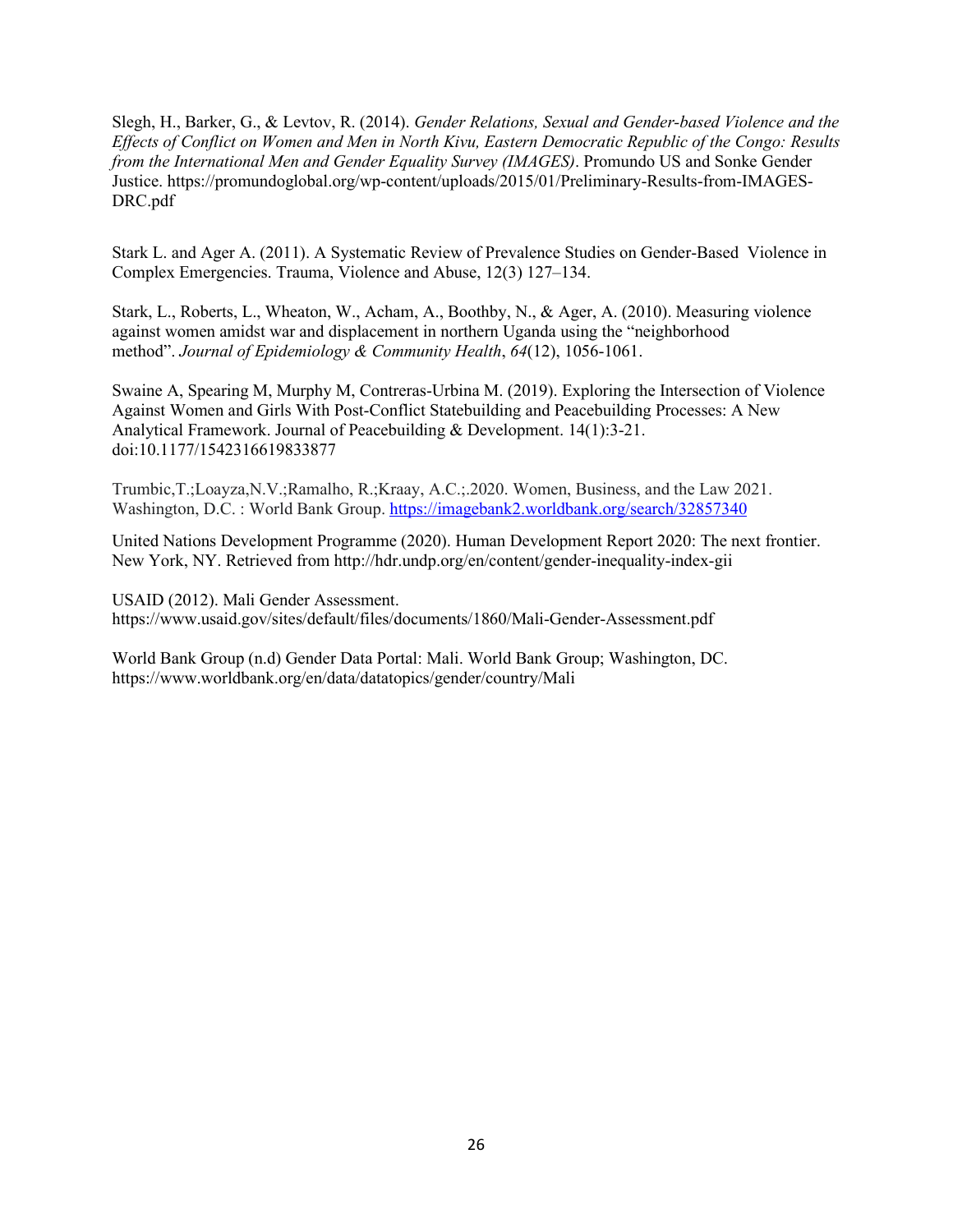Slegh, H., Barker, G., & Levtov, R. (2014). *Gender Relations, Sexual and Gender-based Violence and the Effects of Conflict on Women and Men in North Kivu, Eastern Democratic Republic of the Congo: Results from the International Men and Gender Equality Survey (IMAGES)*. Promundo US and Sonke Gender Justice. https://promundoglobal.org/wp-content/uploads/2015/01/Preliminary-Results-from-IMAGES-DRC.pdf

Stark L. and Ager A. (2011). A Systematic Review of Prevalence Studies on Gender-Based Violence in Complex Emergencies. Trauma, Violence and Abuse, 12(3) 127–134.

Stark, L., Roberts, L., Wheaton, W., Acham, A., Boothby, N., & Ager, A. (2010). Measuring violence against women amidst war and displacement in northern Uganda using the "neighborhood method". *Journal of Epidemiology & Community Health*, *64*(12), 1056-1061.

Swaine A, Spearing M, Murphy M, Contreras-Urbina M. (2019). Exploring the Intersection of Violence Against Women and Girls With Post-Conflict Statebuilding and Peacebuilding Processes: A New Analytical Framework. Journal of Peacebuilding & Development. 14(1):3-21. doi:10.1177/1542316619833877

Trumbic,T.;Loayza,N.V.;Ramalho, R.;Kraay, A.C.;.2020. Women, Business, and the Law 2021. Washington, D.C. : World Bank Group. https://imagebank2.worldbank.org/search/32857340

United Nations Development Programme (2020). Human Development Report 2020: The next frontier. New York, NY. Retrieved from http://hdr.undp.org/en/content/gender-inequality-index-gii

USAID (2012). Mali Gender Assessment. https://www.usaid.gov/sites/default/files/documents/1860/Mali-Gender-Assessment.pdf

World Bank Group (n.d) Gender Data Portal: Mali. World Bank Group; Washington, DC. https://www.worldbank.org/en/data/datatopics/gender/country/Mali